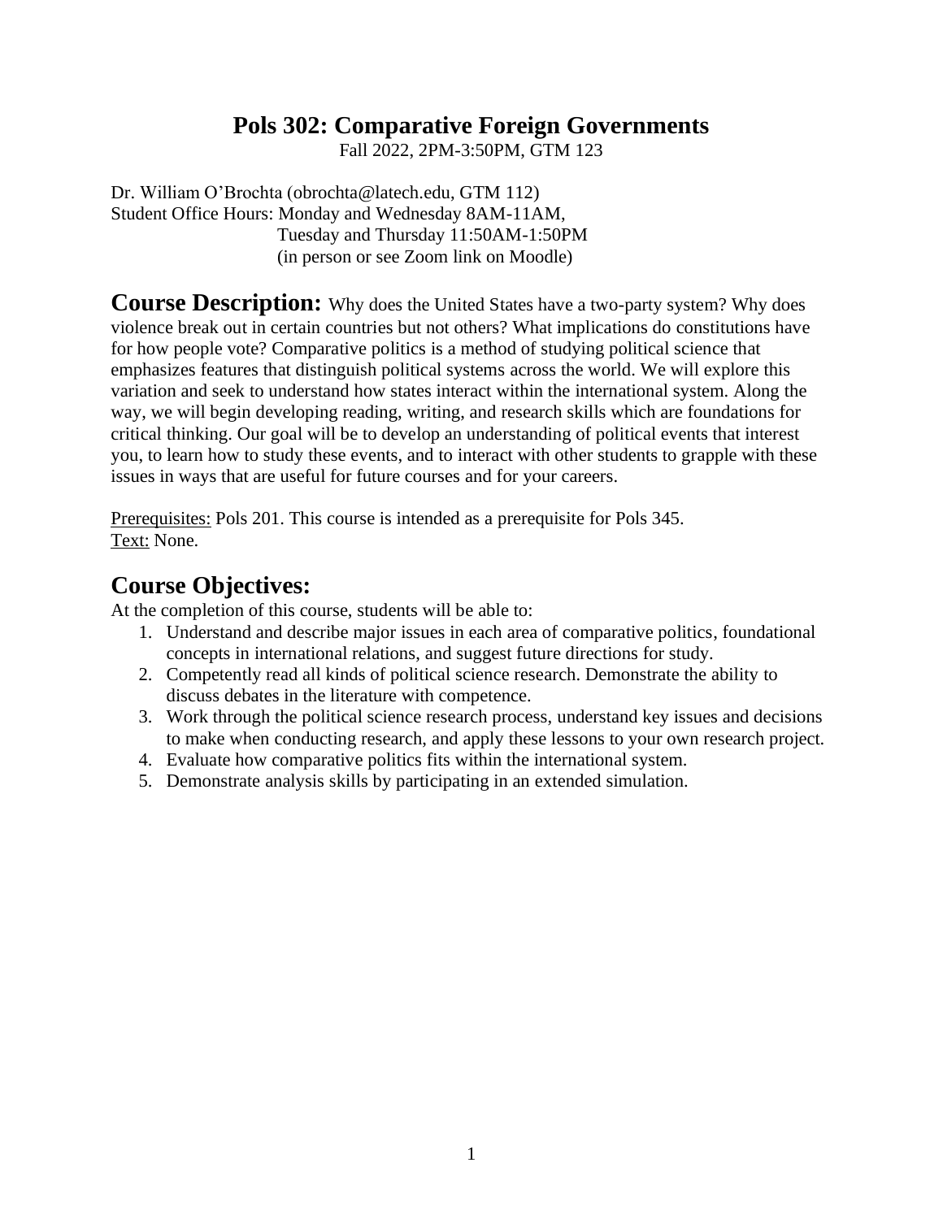# Pols 302: Comparative Foreign Governments

Fall 2022, 2PM-3:50PM, GTM 123

Dr. William O'Brochta (obrochta@latech.edu, GTM 112)
Student Office Hours: Monday and Wednesday 8AM-11AM,
Tuesday and Thursday 11:50AM-1:50PM
(in person or see Zoom link on Moodle)

## Course Description:

Why does the United States have a two-party system? Why does violence break out in certain countries but not others? What implications do constitutions have for how people vote? Comparative politics is a method of studying political science that emphasizes features that distinguish political systems across the world. We will explore this variation and seek to understand how states interact within the international system. Along the way, we will begin developing reading, writing, and research skills which are foundations for critical thinking. Our goal will be to develop an understanding of political events that interest you, to learn how to study these events, and to interact with other students to grapple with these issues in ways that are useful for future courses and for your careers.

Prerequisites: Pols 201. This course is intended as a prerequisite for Pols 345.
Text: None.

## Course Objectives:

At the completion of this course, students will be able to:

1. Understand and describe major issues in each area of comparative politics, foundational concepts in international relations, and suggest future directions for study.
2. Competently read all kinds of political science research. Demonstrate the ability to discuss debates in the literature with competence.
3. Work through the political science research process, understand key issues and decisions to make when conducting research, and apply these lessons to your own research project.
4. Evaluate how comparative politics fits within the international system.
5. Demonstrate analysis skills by participating in an extended simulation.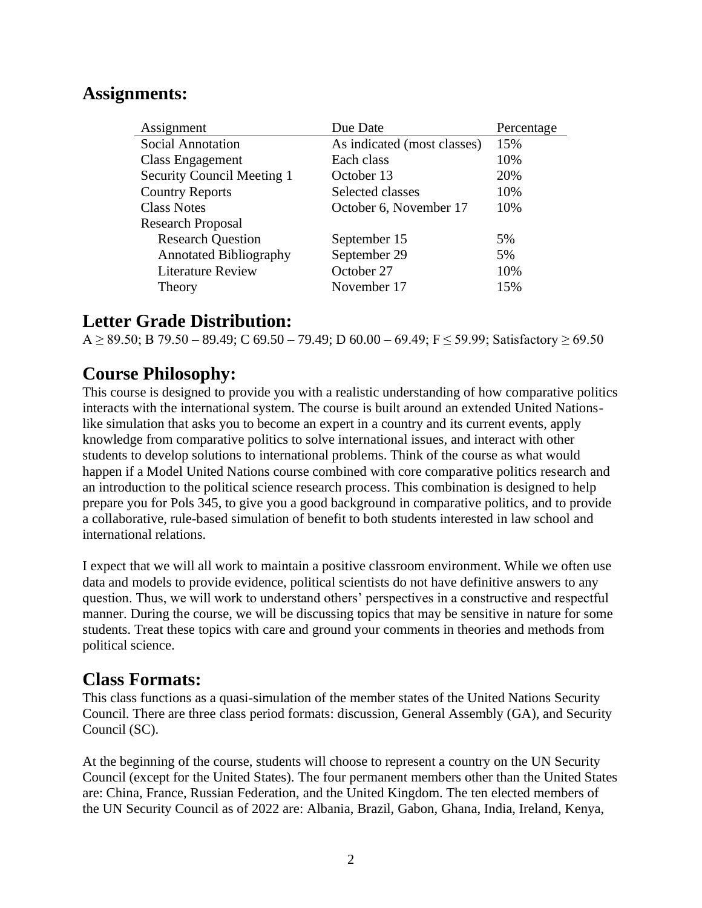## Assignments:

| Assignment | Due Date | Percentage |
|---|---|---|
| Social Annotation | As indicated (most classes) | 15% |
| Class Engagement | Each class | 10% |
| Security Council Meeting 1 | October 13 | 20% |
| Country Reports | Selected classes | 10% |
| Class Notes | October 6, November 17 | 10% |
| Research Proposal | | |
| Research Question | September 15 | 5% |
| Annotated Bibliography | September 29 | 5% |
| Literature Review | October 27 | 10% |
| Theory | November 17 | 15% |

## Letter Grade Distribution:

A ≥ 89.50; B 79.50 – 89.49; C 69.50 – 79.49; D 60.00 – 69.49; F ≤ 59.99; Satisfactory ≥ 69.50

## Course Philosophy:

This course is designed to provide you with a realistic understanding of how comparative politics interacts with the international system. The course is built around an extended United Nations-like simulation that asks you to become an expert in a country and its current events, apply knowledge from comparative politics to solve international issues, and interact with other students to develop solutions to international problems. Think of the course as what would happen if a Model United Nations course combined with core comparative politics research and an introduction to the political science research process. This combination is designed to help prepare you for Pols 345, to give you a good background in comparative politics, and to provide a collaborative, rule-based simulation of benefit to both students interested in law school and international relations.

I expect that we will all work to maintain a positive classroom environment. While we often use data and models to provide evidence, political scientists do not have definitive answers to any question. Thus, we will work to understand others' perspectives in a constructive and respectful manner. During the course, we will be discussing topics that may be sensitive in nature for some students. Treat these topics with care and ground your comments in theories and methods from political science.

## Class Formats:

This class functions as a quasi-simulation of the member states of the United Nations Security Council. There are three class period formats: discussion, General Assembly (GA), and Security Council (SC).

At the beginning of the course, students will choose to represent a country on the UN Security Council (except for the United States). The four permanent members other than the United States are: China, France, Russian Federation, and the United Kingdom. The ten elected members of the UN Security Council as of 2022 are: Albania, Brazil, Gabon, Ghana, India, Ireland, Kenya,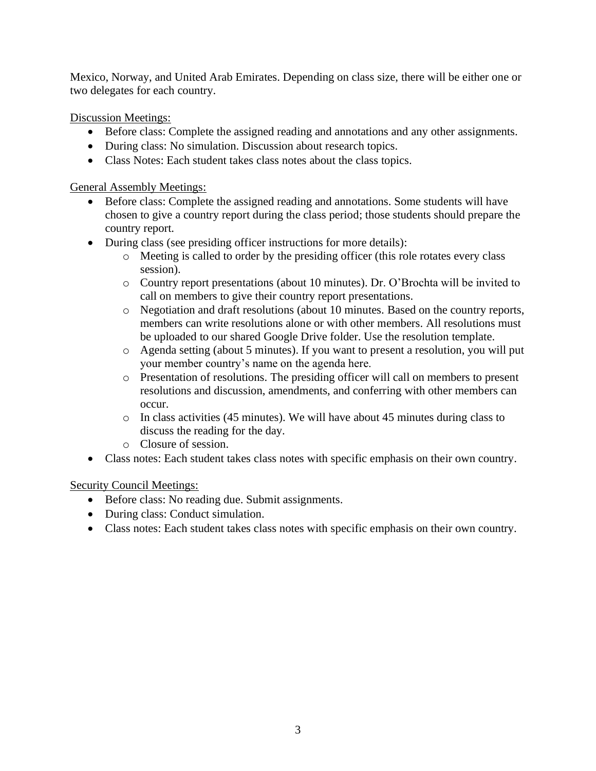Mexico, Norway, and United Arab Emirates. Depending on class size, there will be either one or two delegates for each country.

Discussion Meetings:

- Before class: Complete the assigned reading and annotations and any other assignments.
- During class: No simulation. Discussion about research topics.
- Class Notes: Each student takes class notes about the class topics.

General Assembly Meetings:

- Before class: Complete the assigned reading and annotations. Some students will have chosen to give a country report during the class period; those students should prepare the country report.
- During class (see presiding officer instructions for more details):
  - Meeting is called to order by the presiding officer (this role rotates every class session).
  - Country report presentations (about 10 minutes). Dr. O'Brochta will be invited to call on members to give their country report presentations.
  - Negotiation and draft resolutions (about 10 minutes. Based on the country reports, members can write resolutions alone or with other members. All resolutions must be uploaded to our shared Google Drive folder. Use the resolution template.
  - Agenda setting (about 5 minutes). If you want to present a resolution, you will put your member country's name on the agenda here.
  - Presentation of resolutions. The presiding officer will call on members to present resolutions and discussion, amendments, and conferring with other members can occur.
  - In class activities (45 minutes). We will have about 45 minutes during class to discuss the reading for the day.
  - Closure of session.
- Class notes: Each student takes class notes with specific emphasis on their own country.

Security Council Meetings:

- Before class: No reading due. Submit assignments.
- During class: Conduct simulation.
- Class notes: Each student takes class notes with specific emphasis on their own country.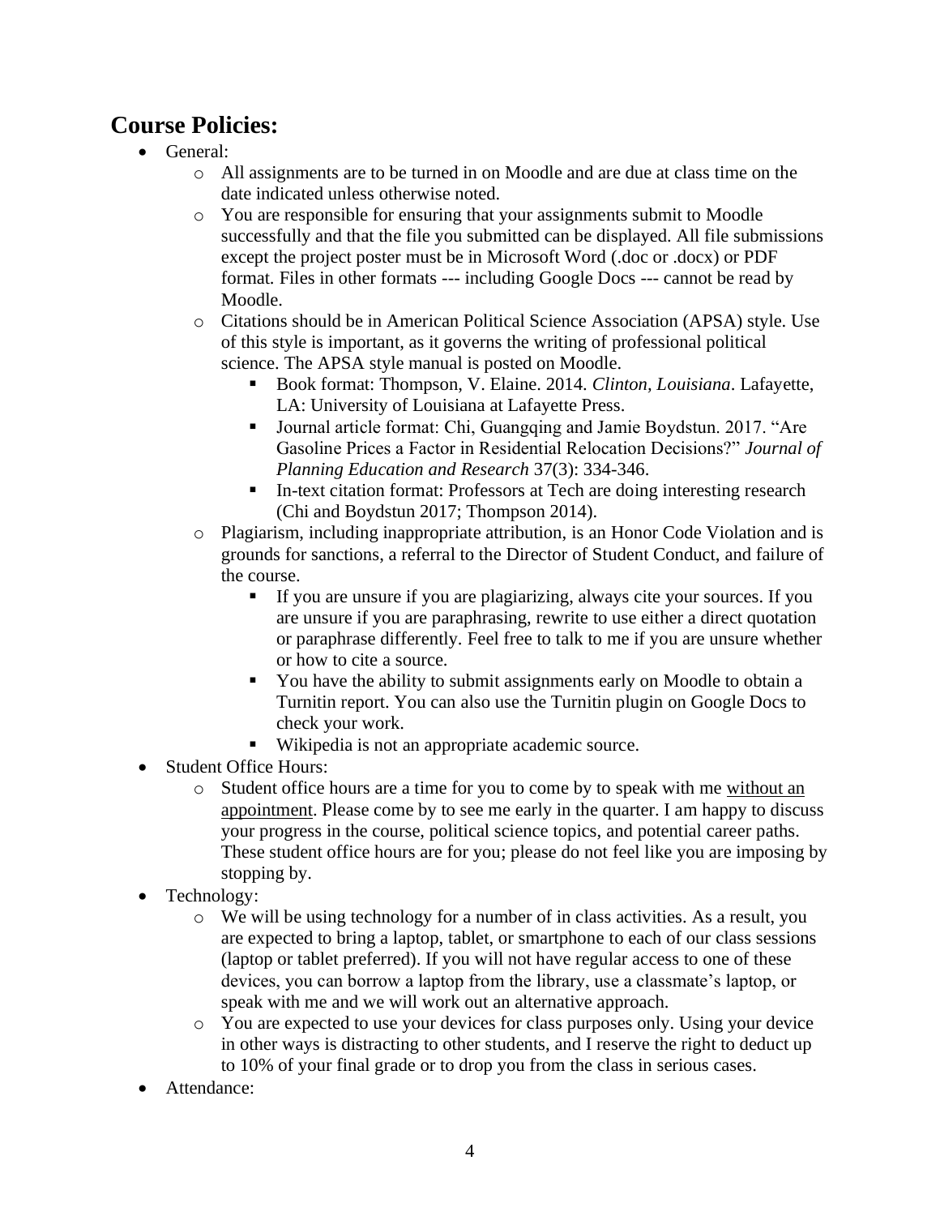## Course Policies:

- General:
  - All assignments are to be turned in on Moodle and are due at class time on the date indicated unless otherwise noted.
  - You are responsible for ensuring that your assignments submit to Moodle successfully and that the file you submitted can be displayed. All file submissions except the project poster must be in Microsoft Word (.doc or .docx) or PDF format. Files in other formats --- including Google Docs --- cannot be read by Moodle.
  - Citations should be in American Political Science Association (APSA) style. Use of this style is important, as it governs the writing of professional political science. The APSA style manual is posted on Moodle.
    - Book format: Thompson, V. Elaine. 2014. *Clinton, Louisiana*. Lafayette, LA: University of Louisiana at Lafayette Press.
    - Journal article format: Chi, Guangqing and Jamie Boydstun. 2017. "Are Gasoline Prices a Factor in Residential Relocation Decisions?" *Journal of Planning Education and Research* 37(3): 334-346.
    - In-text citation format: Professors at Tech are doing interesting research (Chi and Boydstun 2017; Thompson 2014).
  - Plagiarism, including inappropriate attribution, is an Honor Code Violation and is grounds for sanctions, a referral to the Director of Student Conduct, and failure of the course.
    - If you are unsure if you are plagiarizing, always cite your sources. If you are unsure if you are paraphrasing, rewrite to use either a direct quotation or paraphrase differently. Feel free to talk to me if you are unsure whether or how to cite a source.
    - You have the ability to submit assignments early on Moodle to obtain a Turnitin report. You can also use the Turnitin plugin on Google Docs to check your work.
    - Wikipedia is not an appropriate academic source.
- Student Office Hours:
  - Student office hours are a time for you to come by to speak with me <u>without an appointment</u>. Please come by to see me early in the quarter. I am happy to discuss your progress in the course, political science topics, and potential career paths. These student office hours are for you; please do not feel like you are imposing by stopping by.
- Technology:
  - We will be using technology for a number of in class activities. As a result, you are expected to bring a laptop, tablet, or smartphone to each of our class sessions (laptop or tablet preferred). If you will not have regular access to one of these devices, you can borrow a laptop from the library, use a classmate's laptop, or speak with me and we will work out an alternative approach.
  - You are expected to use your devices for class purposes only. Using your device in other ways is distracting to other students, and I reserve the right to deduct up to 10% of your final grade or to drop you from the class in serious cases.
- Attendance: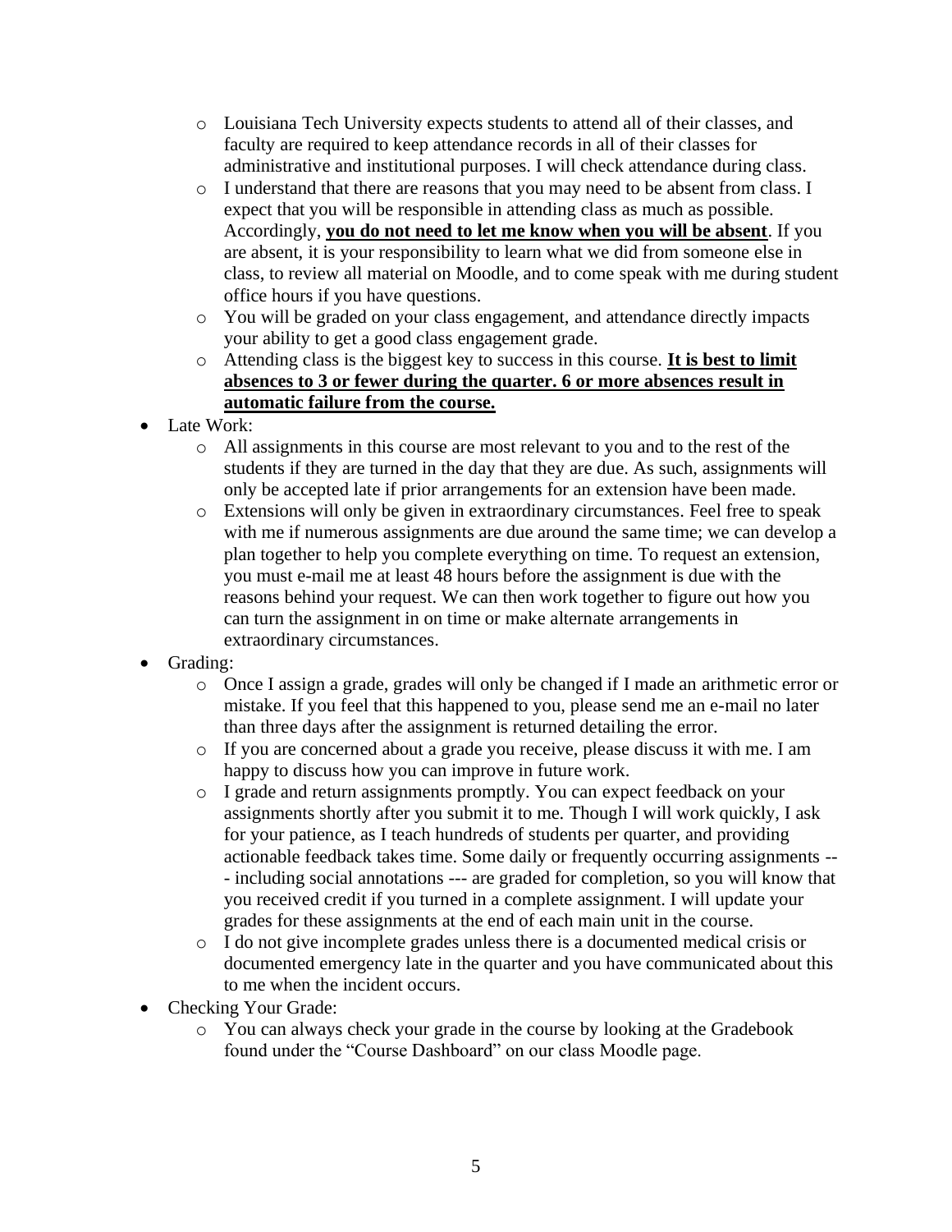- Louisiana Tech University expects students to attend all of their classes, and faculty are required to keep attendance records in all of their classes for administrative and institutional purposes. I will check attendance during class.
  - I understand that there are reasons that you may need to be absent from class. I expect that you will be responsible in attending class as much as possible. Accordingly, **<u>you do not need to let me know when you will be absent</u>**. If you are absent, it is your responsibility to learn what we did from someone else in class, to review all material on Moodle, and to come speak with me during student office hours if you have questions.
  - You will be graded on your class engagement, and attendance directly impacts your ability to get a good class engagement grade.
  - Attending class is the biggest key to success in this course. **<u>It is best to limit absences to 3 or fewer during the quarter. 6 or more absences result in automatic failure from the course.</u>**
- Late Work:
  - All assignments in this course are most relevant to you and to the rest of the students if they are turned in the day that they are due. As such, assignments will only be accepted late if prior arrangements for an extension have been made.
  - Extensions will only be given in extraordinary circumstances. Feel free to speak with me if numerous assignments are due around the same time; we can develop a plan together to help you complete everything on time. To request an extension, you must e-mail me at least 48 hours before the assignment is due with the reasons behind your request. We can then work together to figure out how you can turn the assignment in on time or make alternate arrangements in extraordinary circumstances.
- Grading:
  - Once I assign a grade, grades will only be changed if I made an arithmetic error or mistake. If you feel that this happened to you, please send me an e-mail no later than three days after the assignment is returned detailing the error.
  - If you are concerned about a grade you receive, please discuss it with me. I am happy to discuss how you can improve in future work.
  - I grade and return assignments promptly. You can expect feedback on your assignments shortly after you submit it to me. Though I will work quickly, I ask for your patience, as I teach hundreds of students per quarter, and providing actionable feedback takes time. Some daily or frequently occurring assignments --- including social annotations --- are graded for completion, so you will know that you received credit if you turned in a complete assignment. I will update your grades for these assignments at the end of each main unit in the course.
  - I do not give incomplete grades unless there is a documented medical crisis or documented emergency late in the quarter and you have communicated about this to me when the incident occurs.
- Checking Your Grade:
  - You can always check your grade in the course by looking at the Gradebook found under the "Course Dashboard" on our class Moodle page.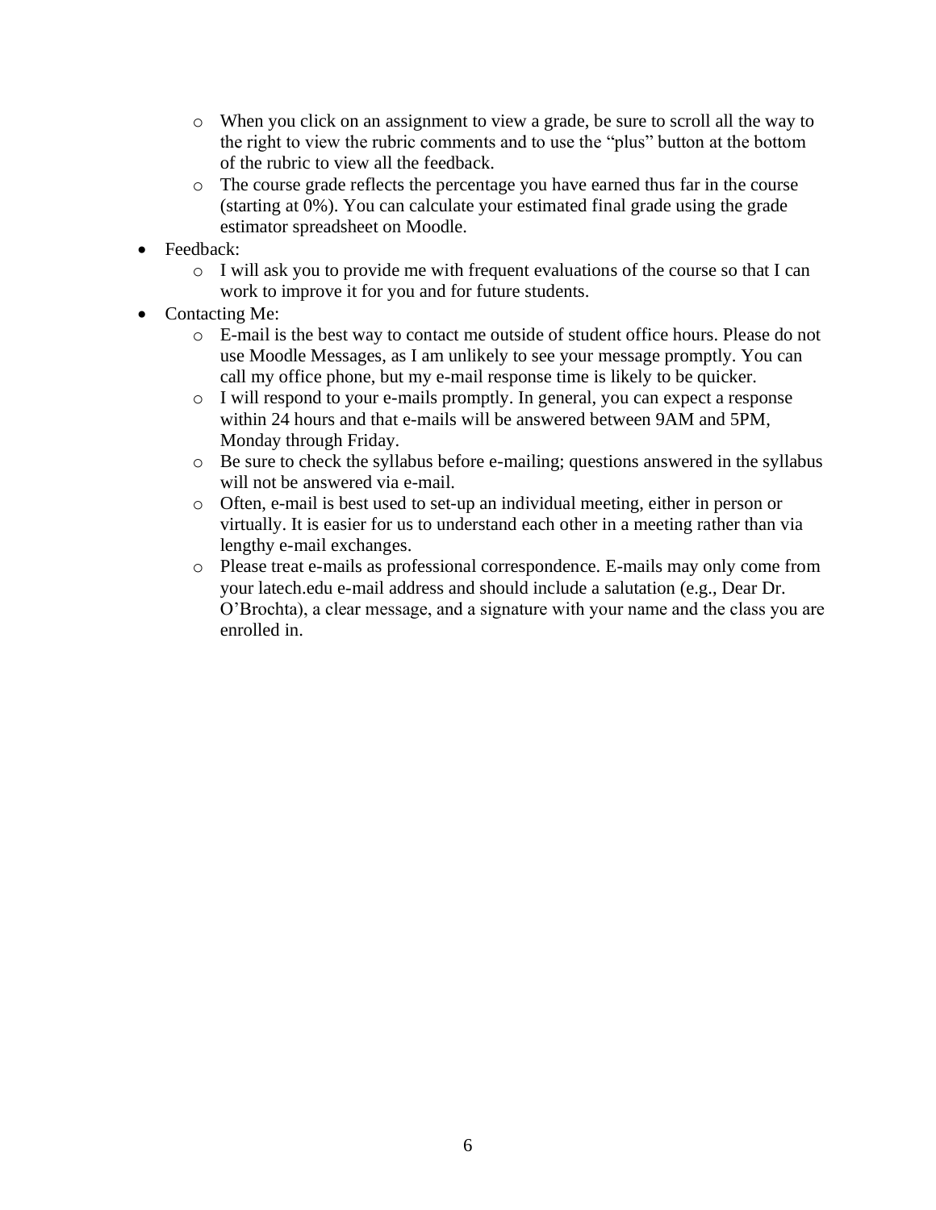- When you click on an assignment to view a grade, be sure to scroll all the way to the right to view the rubric comments and to use the "plus" button at the bottom of the rubric to view all the feedback.
  - The course grade reflects the percentage you have earned thus far in the course (starting at 0%). You can calculate your estimated final grade using the grade estimator spreadsheet on Moodle.
- Feedback:
  - I will ask you to provide me with frequent evaluations of the course so that I can work to improve it for you and for future students.
- Contacting Me:
  - E-mail is the best way to contact me outside of student office hours. Please do not use Moodle Messages, as I am unlikely to see your message promptly. You can call my office phone, but my e-mail response time is likely to be quicker.
  - I will respond to your e-mails promptly. In general, you can expect a response within 24 hours and that e-mails will be answered between 9AM and 5PM, Monday through Friday.
  - Be sure to check the syllabus before e-mailing; questions answered in the syllabus will not be answered via e-mail.
  - Often, e-mail is best used to set-up an individual meeting, either in person or virtually. It is easier for us to understand each other in a meeting rather than via lengthy e-mail exchanges.
  - Please treat e-mails as professional correspondence. E-mails may only come from your latech.edu e-mail address and should include a salutation (e.g., Dear Dr. O'Brochta), a clear message, and a signature with your name and the class you are enrolled in.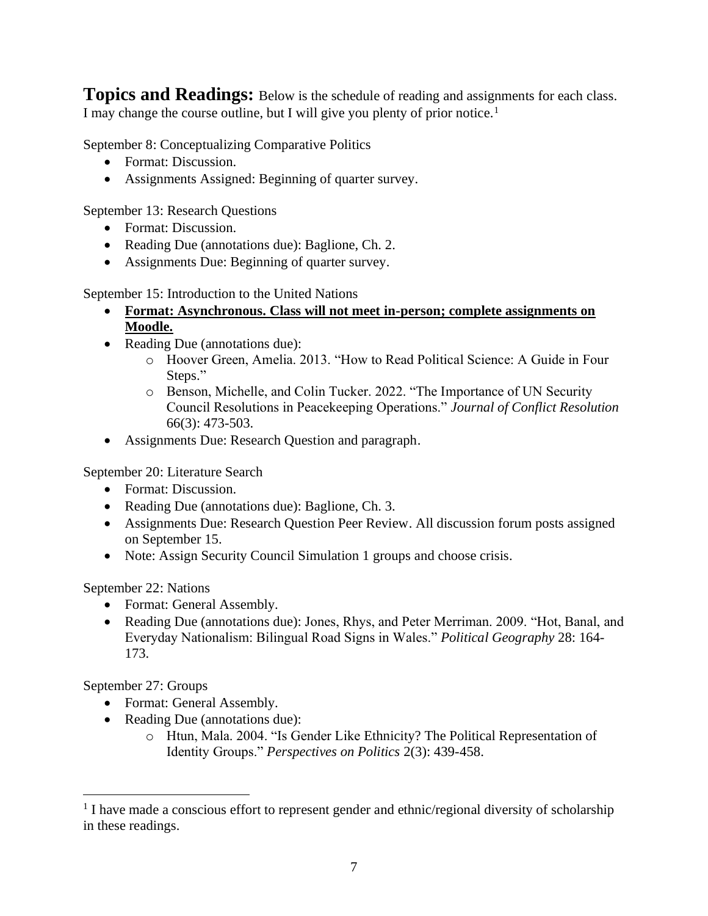**Topics and Readings:** Below is the schedule of reading and assignments for each class. I may change the course outline, but I will give you plenty of prior notice.[1]

September 8: Conceptualizing Comparative Politics

- Format: Discussion.
- Assignments Assigned: Beginning of quarter survey.

September 13: Research Questions

- Format: Discussion.
- Reading Due (annotations due): Baglione, Ch. 2.
- Assignments Due: Beginning of quarter survey.

September 15: Introduction to the United Nations

- **Format: Asynchronous. Class will not meet in-person; complete assignments on Moodle.**
- Reading Due (annotations due):
  - Hoover Green, Amelia. 2013. "How to Read Political Science: A Guide in Four Steps."
  - Benson, Michelle, and Colin Tucker. 2022. "The Importance of UN Security Council Resolutions in Peacekeeping Operations." *Journal of Conflict Resolution* 66(3): 473-503.
- Assignments Due: Research Question and paragraph.

September 20: Literature Search

- Format: Discussion.
- Reading Due (annotations due): Baglione, Ch. 3.
- Assignments Due: Research Question Peer Review. All discussion forum posts assigned on September 15.
- Note: Assign Security Council Simulation 1 groups and choose crisis.

September 22: Nations

- Format: General Assembly.
- Reading Due (annotations due): Jones, Rhys, and Peter Merriman. 2009. "Hot, Banal, and Everyday Nationalism: Bilingual Road Signs in Wales." *Political Geography* 28: 164-173.

September 27: Groups

- Format: General Assembly.
- Reading Due (annotations due):
  - Htun, Mala. 2004. "Is Gender Like Ethnicity? The Political Representation of Identity Groups." *Perspectives on Politics* 2(3): 439-458.

[1] I have made a conscious effort to represent gender and ethnic/regional diversity of scholarship in these readings.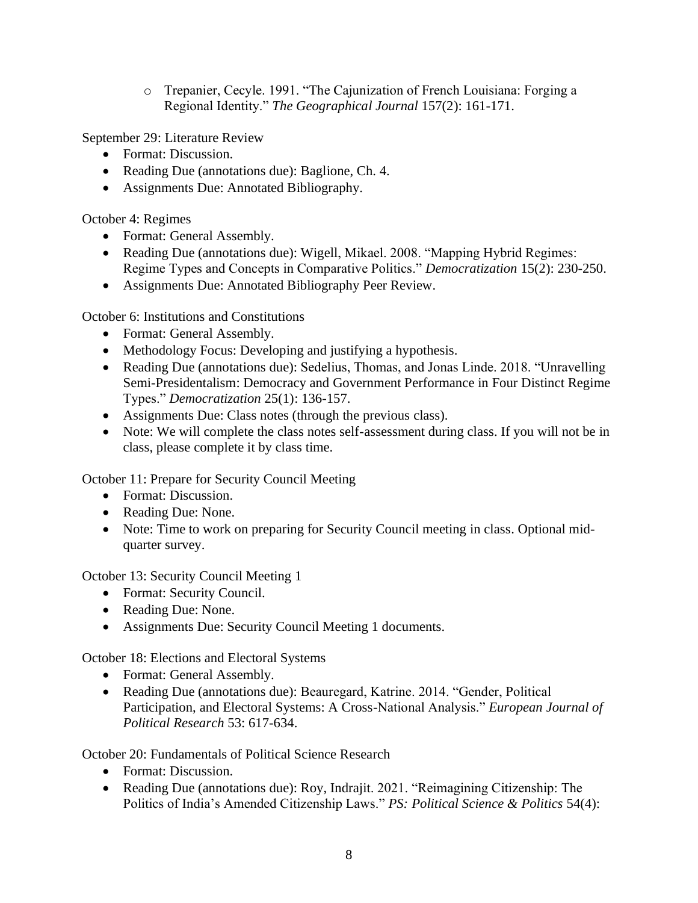- Trepanier, Cecyle. 1991. "The Cajunization of French Louisiana: Forging a Regional Identity." *The Geographical Journal* 157(2): 161-171.

September 29: Literature Review

- Format: Discussion.
- Reading Due (annotations due): Baglione, Ch. 4.
- Assignments Due: Annotated Bibliography.

October 4: Regimes

- Format: General Assembly.
- Reading Due (annotations due): Wigell, Mikael. 2008. "Mapping Hybrid Regimes: Regime Types and Concepts in Comparative Politics." *Democratization* 15(2): 230-250.
- Assignments Due: Annotated Bibliography Peer Review.

October 6: Institutions and Constitutions

- Format: General Assembly.
- Methodology Focus: Developing and justifying a hypothesis.
- Reading Due (annotations due): Sedelius, Thomas, and Jonas Linde. 2018. "Unravelling Semi-Presidentalism: Democracy and Government Performance in Four Distinct Regime Types." *Democratization* 25(1): 136-157.
- Assignments Due: Class notes (through the previous class).
- Note: We will complete the class notes self-assessment during class. If you will not be in class, please complete it by class time.

October 11: Prepare for Security Council Meeting

- Format: Discussion.
- Reading Due: None.
- Note: Time to work on preparing for Security Council meeting in class. Optional mid-quarter survey.

October 13: Security Council Meeting 1

- Format: Security Council.
- Reading Due: None.
- Assignments Due: Security Council Meeting 1 documents.

October 18: Elections and Electoral Systems

- Format: General Assembly.
- Reading Due (annotations due): Beauregard, Katrine. 2014. "Gender, Political Participation, and Electoral Systems: A Cross-National Analysis." *European Journal of Political Research* 53: 617-634.

October 20: Fundamentals of Political Science Research

- Format: Discussion.
- Reading Due (annotations due): Roy, Indrajit. 2021. "Reimagining Citizenship: The Politics of India's Amended Citizenship Laws." *PS: Political Science & Politics* 54(4):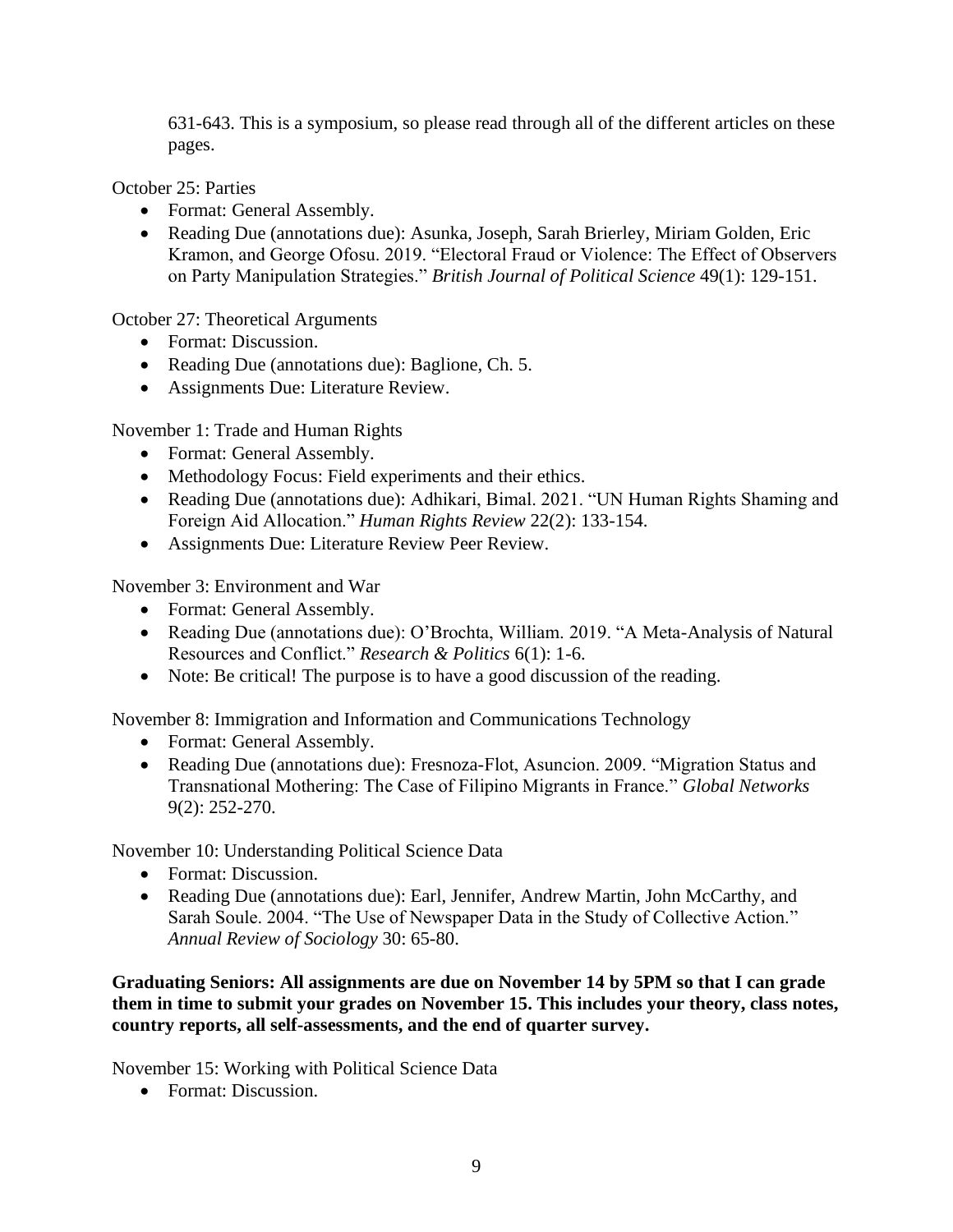631-643. This is a symposium, so please read through all of the different articles on these pages.

October 25: Parties

- Format: General Assembly.
- Reading Due (annotations due): Asunka, Joseph, Sarah Brierley, Miriam Golden, Eric Kramon, and George Ofosu. 2019. "Electoral Fraud or Violence: The Effect of Observers on Party Manipulation Strategies." *British Journal of Political Science* 49(1): 129-151.

October 27: Theoretical Arguments

- Format: Discussion.
- Reading Due (annotations due): Baglione, Ch. 5.
- Assignments Due: Literature Review.

November 1: Trade and Human Rights

- Format: General Assembly.
- Methodology Focus: Field experiments and their ethics.
- Reading Due (annotations due): Adhikari, Bimal. 2021. "UN Human Rights Shaming and Foreign Aid Allocation." *Human Rights Review* 22(2): 133-154.
- Assignments Due: Literature Review Peer Review.

November 3: Environment and War

- Format: General Assembly.
- Reading Due (annotations due): O'Brochta, William. 2019. "A Meta-Analysis of Natural Resources and Conflict." *Research & Politics* 6(1): 1-6.
- Note: Be critical! The purpose is to have a good discussion of the reading.

November 8: Immigration and Information and Communications Technology

- Format: General Assembly.
- Reading Due (annotations due): Fresnoza-Flot, Asuncion. 2009. "Migration Status and Transnational Mothering: The Case of Filipino Migrants in France." *Global Networks* 9(2): 252-270.

November 10: Understanding Political Science Data

- Format: Discussion.
- Reading Due (annotations due): Earl, Jennifer, Andrew Martin, John McCarthy, and Sarah Soule. 2004. "The Use of Newspaper Data in the Study of Collective Action." *Annual Review of Sociology* 30: 65-80.

**Graduating Seniors: All assignments are due on November 14 by 5PM so that I can grade them in time to submit your grades on November 15. This includes your theory, class notes, country reports, all self-assessments, and the end of quarter survey.**

November 15: Working with Political Science Data

- Format: Discussion.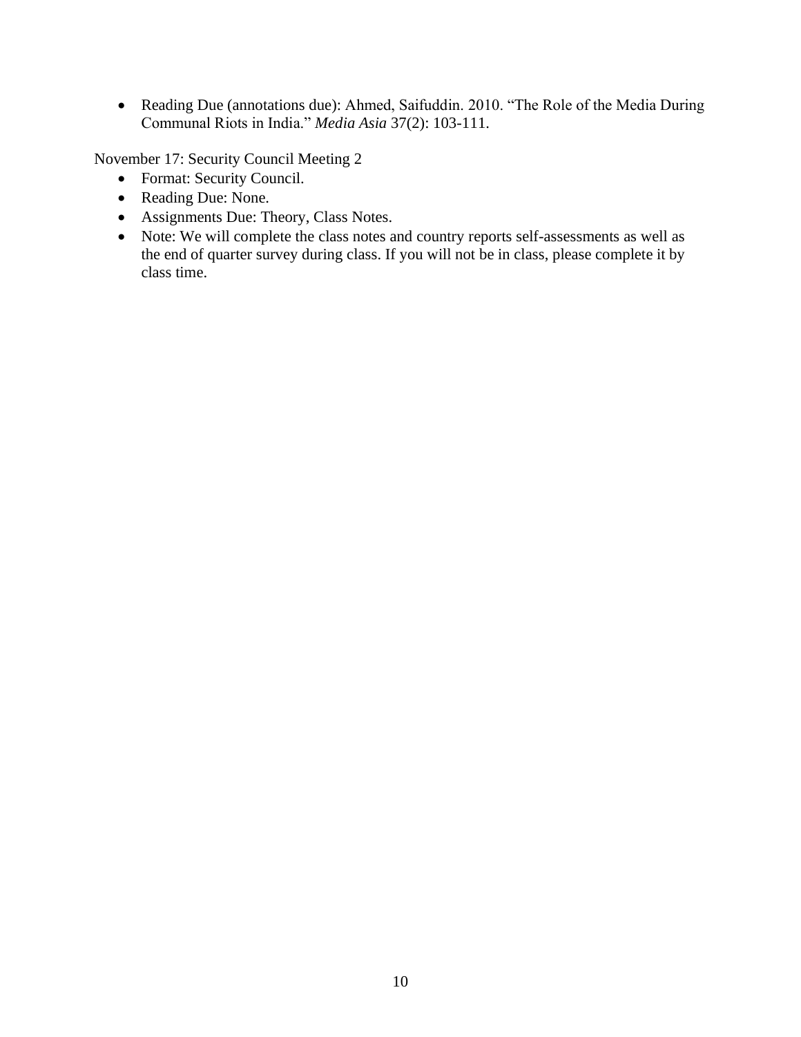- Reading Due (annotations due): Ahmed, Saifuddin. 2010. "The Role of the Media During Communal Riots in India." *Media Asia* 37(2): 103-111.

November 17: Security Council Meeting 2

- Format: Security Council.
- Reading Due: None.
- Assignments Due: Theory, Class Notes.
- Note: We will complete the class notes and country reports self-assessments as well as the end of quarter survey during class. If you will not be in class, please complete it by class time.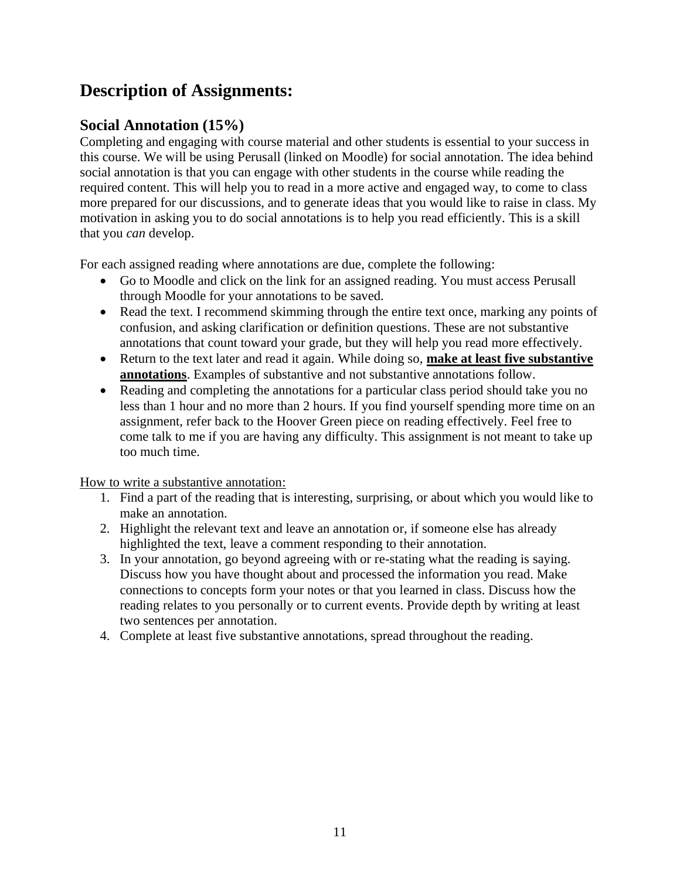## Description of Assignments:

### Social Annotation (15%)

Completing and engaging with course material and other students is essential to your success in this course. We will be using Perusall (linked on Moodle) for social annotation. The idea behind social annotation is that you can engage with other students in the course while reading the required content. This will help you to read in a more active and engaged way, to come to class more prepared for our discussions, and to generate ideas that you would like to raise in class. My motivation in asking you to do social annotations is to help you read efficiently. This is a skill that you *can* develop.

For each assigned reading where annotations are due, complete the following:

- Go to Moodle and click on the link for an assigned reading. You must access Perusall through Moodle for your annotations to be saved.
- Read the text. I recommend skimming through the entire text once, marking any points of confusion, and asking clarification or definition questions. These are not substantive annotations that count toward your grade, but they will help you read more effectively.
- Return to the text later and read it again. While doing so, <u>**make at least five substantive annotations**</u>. Examples of substantive and not substantive annotations follow.
- Reading and completing the annotations for a particular class period should take you no less than 1 hour and no more than 2 hours. If you find yourself spending more time on an assignment, refer back to the Hoover Green piece on reading effectively. Feel free to come talk to me if you are having any difficulty. This assignment is not meant to take up too much time.

<u>How to write a substantive annotation:</u>

1. Find a part of the reading that is interesting, surprising, or about which you would like to make an annotation.
2. Highlight the relevant text and leave an annotation or, if someone else has already highlighted the text, leave a comment responding to their annotation.
3. In your annotation, go beyond agreeing with or re-stating what the reading is saying. Discuss how you have thought about and processed the information you read. Make connections to concepts form your notes or that you learned in class. Discuss how the reading relates to you personally or to current events. Provide depth by writing at least two sentences per annotation.
4. Complete at least five substantive annotations, spread throughout the reading.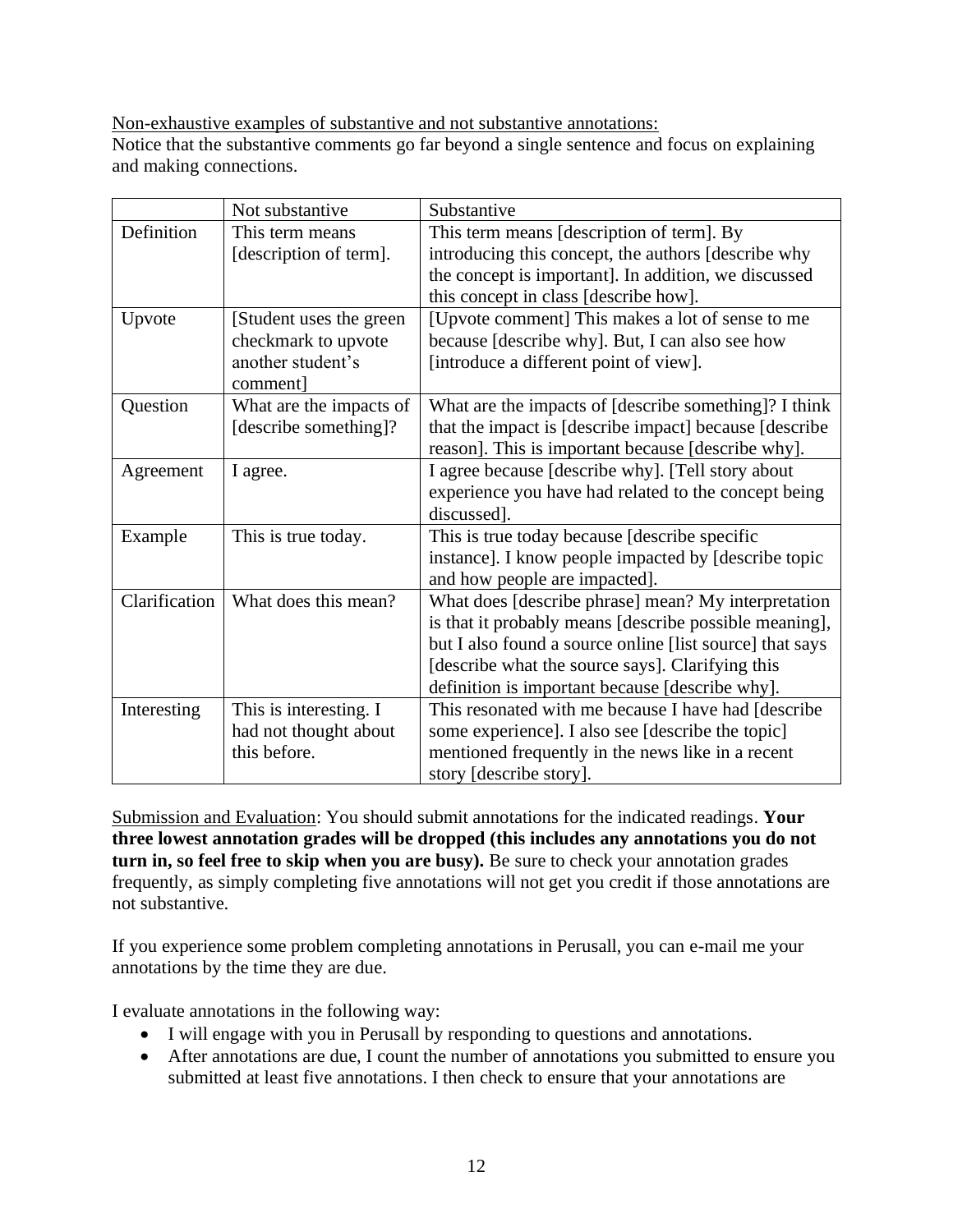Non-exhaustive examples of substantive and not substantive annotations:
Notice that the substantive comments go far beyond a single sentence and focus on explaining and making connections.

| | Not substantive | Substantive |
| --- | --- | --- |
| Definition | This term means [description of term]. | This term means [description of term]. By introducing this concept, the authors [describe why the concept is important]. In addition, we discussed this concept in class [describe how]. |
| Upvote | [Student uses the green checkmark to upvote another student's comment] | [Upvote comment] This makes a lot of sense to me because [describe why]. But, I can also see how [introduce a different point of view]. |
| Question | What are the impacts of [describe something]? | What are the impacts of [describe something]? I think that the impact is [describe impact] because [describe reason]. This is important because [describe why]. |
| Agreement | I agree. | I agree because [describe why]. [Tell story about experience you have had related to the concept being discussed]. |
| Example | This is true today. | This is true today because [describe specific instance]. I know people impacted by [describe topic and how people are impacted]. |
| Clarification | What does this mean? | What does [describe phrase] mean? My interpretation is that it probably means [describe possible meaning], but I also found a source online [list source] that says [describe what the source says]. Clarifying this definition is important because [describe why]. |
| Interesting | This is interesting. I had not thought about this before. | This resonated with me because I have had [describe some experience]. I also see [describe the topic] mentioned frequently in the news like in a recent story [describe story]. |

Submission and Evaluation: You should submit annotations for the indicated readings. **Your three lowest annotation grades will be dropped (this includes any annotations you do not turn in, so feel free to skip when you are busy).** Be sure to check your annotation grades frequently, as simply completing five annotations will not get you credit if those annotations are not substantive.

If you experience some problem completing annotations in Perusall, you can e-mail me your annotations by the time they are due.

I evaluate annotations in the following way:

- I will engage with you in Perusall by responding to questions and annotations.
- After annotations are due, I count the number of annotations you submitted to ensure you submitted at least five annotations. I then check to ensure that your annotations are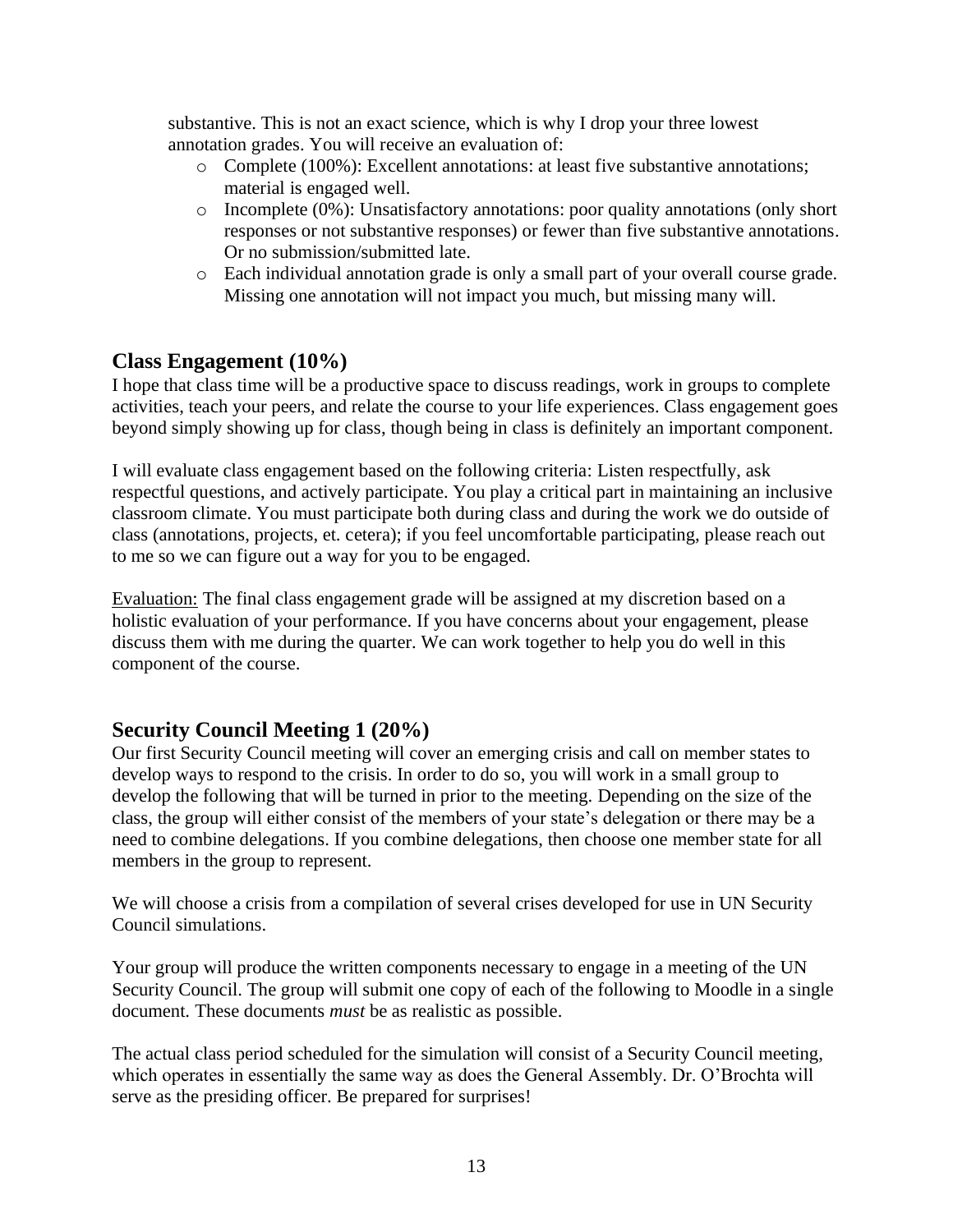substantive. This is not an exact science, which is why I drop your three lowest annotation grades. You will receive an evaluation of:

- Complete (100%): Excellent annotations: at least five substantive annotations; material is engaged well.
- Incomplete (0%): Unsatisfactory annotations: poor quality annotations (only short responses or not substantive responses) or fewer than five substantive annotations. Or no submission/submitted late.
- Each individual annotation grade is only a small part of your overall course grade. Missing one annotation will not impact you much, but missing many will.

## Class Engagement (10%)

I hope that class time will be a productive space to discuss readings, work in groups to complete activities, teach your peers, and relate the course to your life experiences. Class engagement goes beyond simply showing up for class, though being in class is definitely an important component.

I will evaluate class engagement based on the following criteria: Listen respectfully, ask respectful questions, and actively participate. You play a critical part in maintaining an inclusive classroom climate. You must participate both during class and during the work we do outside of class (annotations, projects, et. cetera); if you feel uncomfortable participating, please reach out to me so we can figure out a way for you to be engaged.

Evaluation: The final class engagement grade will be assigned at my discretion based on a holistic evaluation of your performance. If you have concerns about your engagement, please discuss them with me during the quarter. We can work together to help you do well in this component of the course.

## Security Council Meeting 1 (20%)

Our first Security Council meeting will cover an emerging crisis and call on member states to develop ways to respond to the crisis. In order to do so, you will work in a small group to develop the following that will be turned in prior to the meeting. Depending on the size of the class, the group will either consist of the members of your state's delegation or there may be a need to combine delegations. If you combine delegations, then choose one member state for all members in the group to represent.

We will choose a crisis from a compilation of several crises developed for use in UN Security Council simulations.

Your group will produce the written components necessary to engage in a meeting of the UN Security Council. The group will submit one copy of each of the following to Moodle in a single document. These documents *must* be as realistic as possible.

The actual class period scheduled for the simulation will consist of a Security Council meeting, which operates in essentially the same way as does the General Assembly. Dr. O'Brochta will serve as the presiding officer. Be prepared for surprises!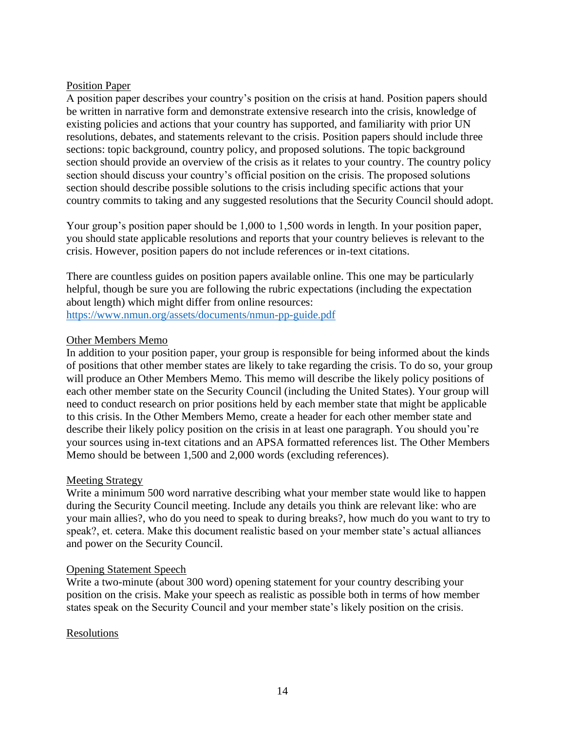## Position Paper

A position paper describes your country's position on the crisis at hand. Position papers should be written in narrative form and demonstrate extensive research into the crisis, knowledge of existing policies and actions that your country has supported, and familiarity with prior UN resolutions, debates, and statements relevant to the crisis. Position papers should include three sections: topic background, country policy, and proposed solutions. The topic background section should provide an overview of the crisis as it relates to your country. The country policy section should discuss your country's official position on the crisis. The proposed solutions section should describe possible solutions to the crisis including specific actions that your country commits to taking and any suggested resolutions that the Security Council should adopt.

Your group's position paper should be 1,000 to 1,500 words in length. In your position paper, you should state applicable resolutions and reports that your country believes is relevant to the crisis. However, position papers do not include references or in-text citations.

There are countless guides on position papers available online. This one may be particularly helpful, though be sure you are following the rubric expectations (including the expectation about length) which might differ from online resources:
https://www.nmun.org/assets/documents/nmun-pp-guide.pdf

## Other Members Memo

In addition to your position paper, your group is responsible for being informed about the kinds of positions that other member states are likely to take regarding the crisis. To do so, your group will produce an Other Members Memo. This memo will describe the likely policy positions of each other member state on the Security Council (including the United States). Your group will need to conduct research on prior positions held by each member state that might be applicable to this crisis. In the Other Members Memo, create a header for each other member state and describe their likely policy position on the crisis in at least one paragraph. You should you're your sources using in-text citations and an APSA formatted references list. The Other Members Memo should be between 1,500 and 2,000 words (excluding references).

## Meeting Strategy

Write a minimum 500 word narrative describing what your member state would like to happen during the Security Council meeting. Include any details you think are relevant like: who are your main allies?, who do you need to speak to during breaks?, how much do you want to try to speak?, et. cetera. Make this document realistic based on your member state's actual alliances and power on the Security Council.

## Opening Statement Speech

Write a two-minute (about 300 word) opening statement for your country describing your position on the crisis. Make your speech as realistic as possible both in terms of how member states speak on the Security Council and your member state's likely position on the crisis.

## Resolutions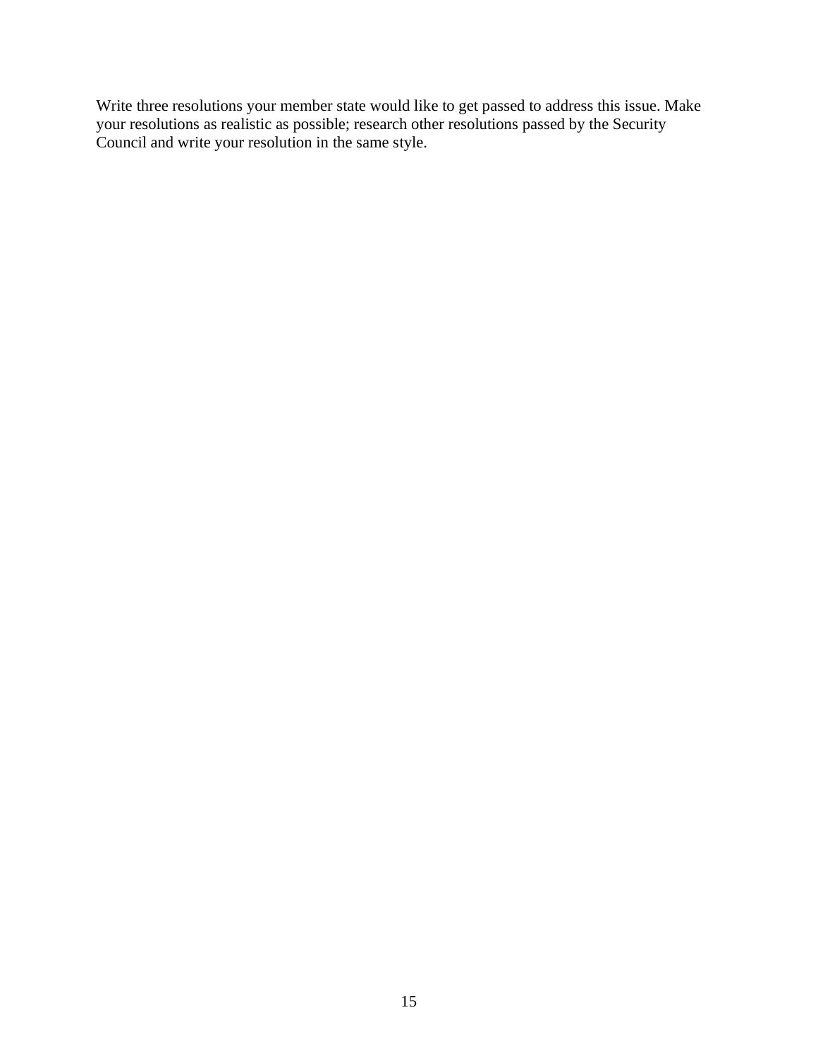Write three resolutions your member state would like to get passed to address this issue. Make your resolutions as realistic as possible; research other resolutions passed by the Security Council and write your resolution in the same style.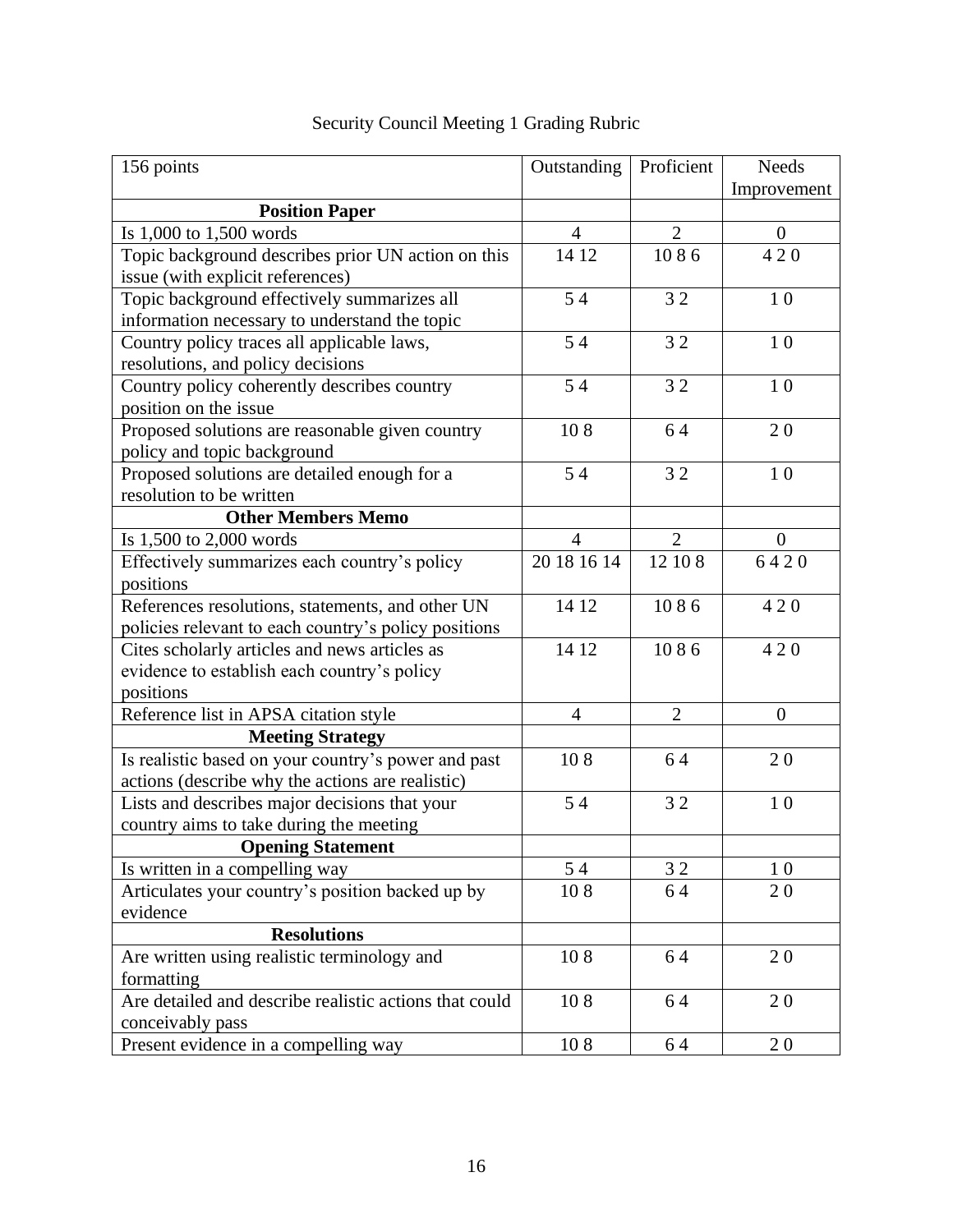Security Council Meeting 1 Grading Rubric

| 156 points | Outstanding | Proficient | Needs Improvement |
|---|---|---|---|
| **Position Paper** | | | |
| Is 1,000 to 1,500 words | 4 | 2 | 0 |
| Topic background describes prior UN action on this issue (with explicit references) | 14 12 | 10 8 6 | 4 2 0 |
| Topic background effectively summarizes all information necessary to understand the topic | 5 4 | 3 2 | 1 0 |
| Country policy traces all applicable laws, resolutions, and policy decisions | 5 4 | 3 2 | 1 0 |
| Country policy coherently describes country position on the issue | 5 4 | 3 2 | 1 0 |
| Proposed solutions are reasonable given country policy and topic background | 10 8 | 6 4 | 2 0 |
| Proposed solutions are detailed enough for a resolution to be written | 5 4 | 3 2 | 1 0 |
| **Other Members Memo** | | | |
| Is 1,500 to 2,000 words | 4 | 2 | 0 |
| Effectively summarizes each country's policy positions | 20 18 16 14 | 12 10 8 | 6 4 2 0 |
| References resolutions, statements, and other UN policies relevant to each country's policy positions | 14 12 | 10 8 6 | 4 2 0 |
| Cites scholarly articles and news articles as evidence to establish each country's policy positions | 14 12 | 10 8 6 | 4 2 0 |
| Reference list in APSA citation style | 4 | 2 | 0 |
| **Meeting Strategy** | | | |
| Is realistic based on your country's power and past actions (describe why the actions are realistic) | 10 8 | 6 4 | 2 0 |
| Lists and describes major decisions that your country aims to take during the meeting | 5 4 | 3 2 | 1 0 |
| **Opening Statement** | | | |
| Is written in a compelling way | 5 4 | 3 2 | 1 0 |
| Articulates your country's position backed up by evidence | 10 8 | 6 4 | 2 0 |
| **Resolutions** | | | |
| Are written using realistic terminology and formatting | 10 8 | 6 4 | 2 0 |
| Are detailed and describe realistic actions that could conceivably pass | 10 8 | 6 4 | 2 0 |
| Present evidence in a compelling way | 10 8 | 6 4 | 2 0 |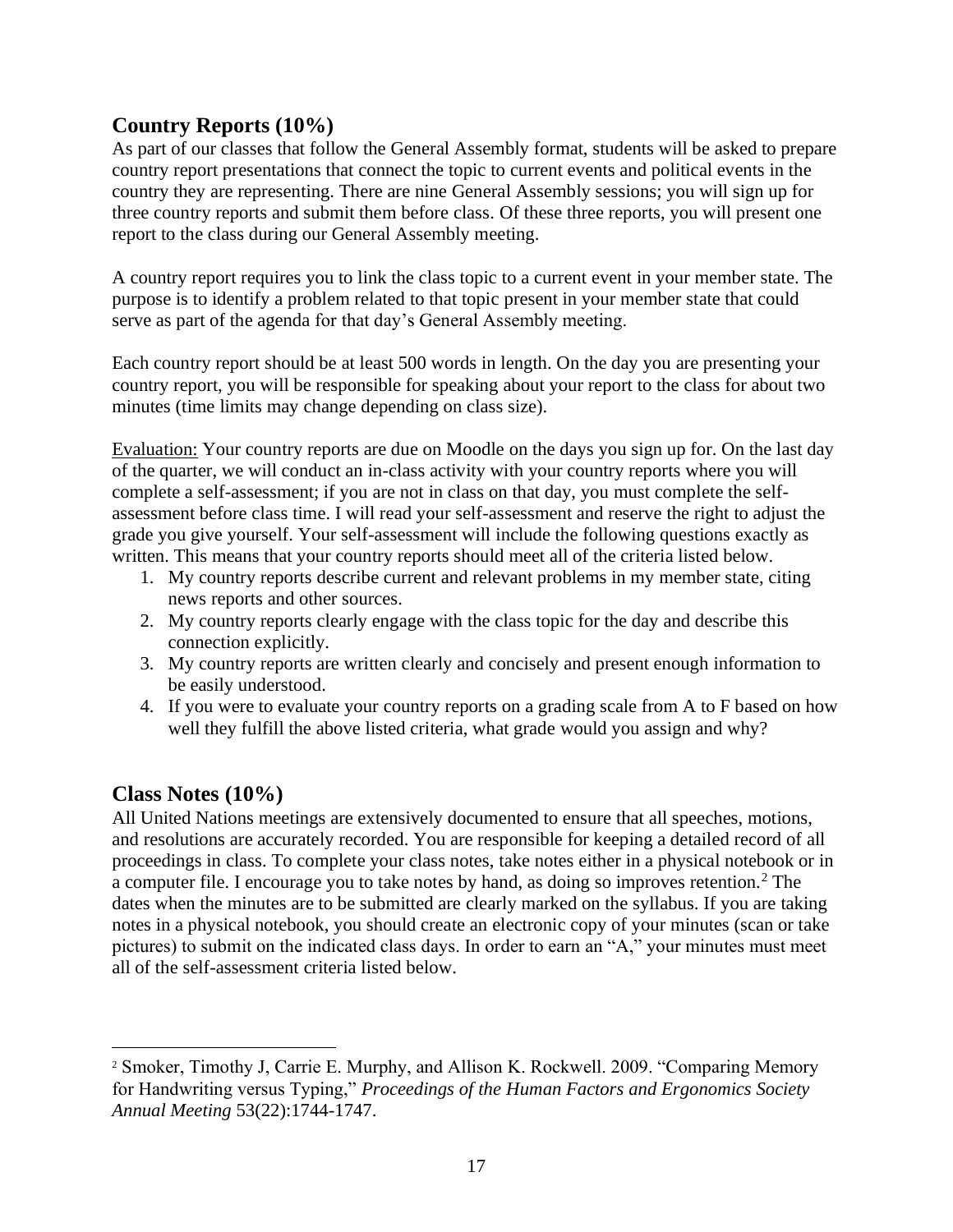## Country Reports (10%)

As part of our classes that follow the General Assembly format, students will be asked to prepare country report presentations that connect the topic to current events and political events in the country they are representing. There are nine General Assembly sessions; you will sign up for three country reports and submit them before class. Of these three reports, you will present one report to the class during our General Assembly meeting.

A country report requires you to link the class topic to a current event in your member state. The purpose is to identify a problem related to that topic present in your member state that could serve as part of the agenda for that day's General Assembly meeting.

Each country report should be at least 500 words in length. On the day you are presenting your country report, you will be responsible for speaking about your report to the class for about two minutes (time limits may change depending on class size).

<u>Evaluation:</u> Your country reports are due on Moodle on the days you sign up for. On the last day of the quarter, we will conduct an in-class activity with your country reports where you will complete a self-assessment; if you are not in class on that day, you must complete the self-assessment before class time. I will read your self-assessment and reserve the right to adjust the grade you give yourself. Your self-assessment will include the following questions exactly as written. This means that your country reports should meet all of the criteria listed below.

1. My country reports describe current and relevant problems in my member state, citing news reports and other sources.
2. My country reports clearly engage with the class topic for the day and describe this connection explicitly.
3. My country reports are written clearly and concisely and present enough information to be easily understood.
4. If you were to evaluate your country reports on a grading scale from A to F based on how well they fulfill the above listed criteria, what grade would you assign and why?

## Class Notes (10%)

All United Nations meetings are extensively documented to ensure that all speeches, motions, and resolutions are accurately recorded. You are responsible for keeping a detailed record of all proceedings in class. To complete your class notes, take notes either in a physical notebook or in a computer file. I encourage you to take notes by hand, as doing so improves retention.[2] The dates when the minutes are to be submitted are clearly marked on the syllabus. If you are taking notes in a physical notebook, you should create an electronic copy of your minutes (scan or take pictures) to submit on the indicated class days. In order to earn an "A," your minutes must meet all of the self-assessment criteria listed below.

---

[2] Smoker, Timothy J, Carrie E. Murphy, and Allison K. Rockwell. 2009. "Comparing Memory for Handwriting versus Typing," *Proceedings of the Human Factors and Ergonomics Society Annual Meeting* 53(22):1744-1747.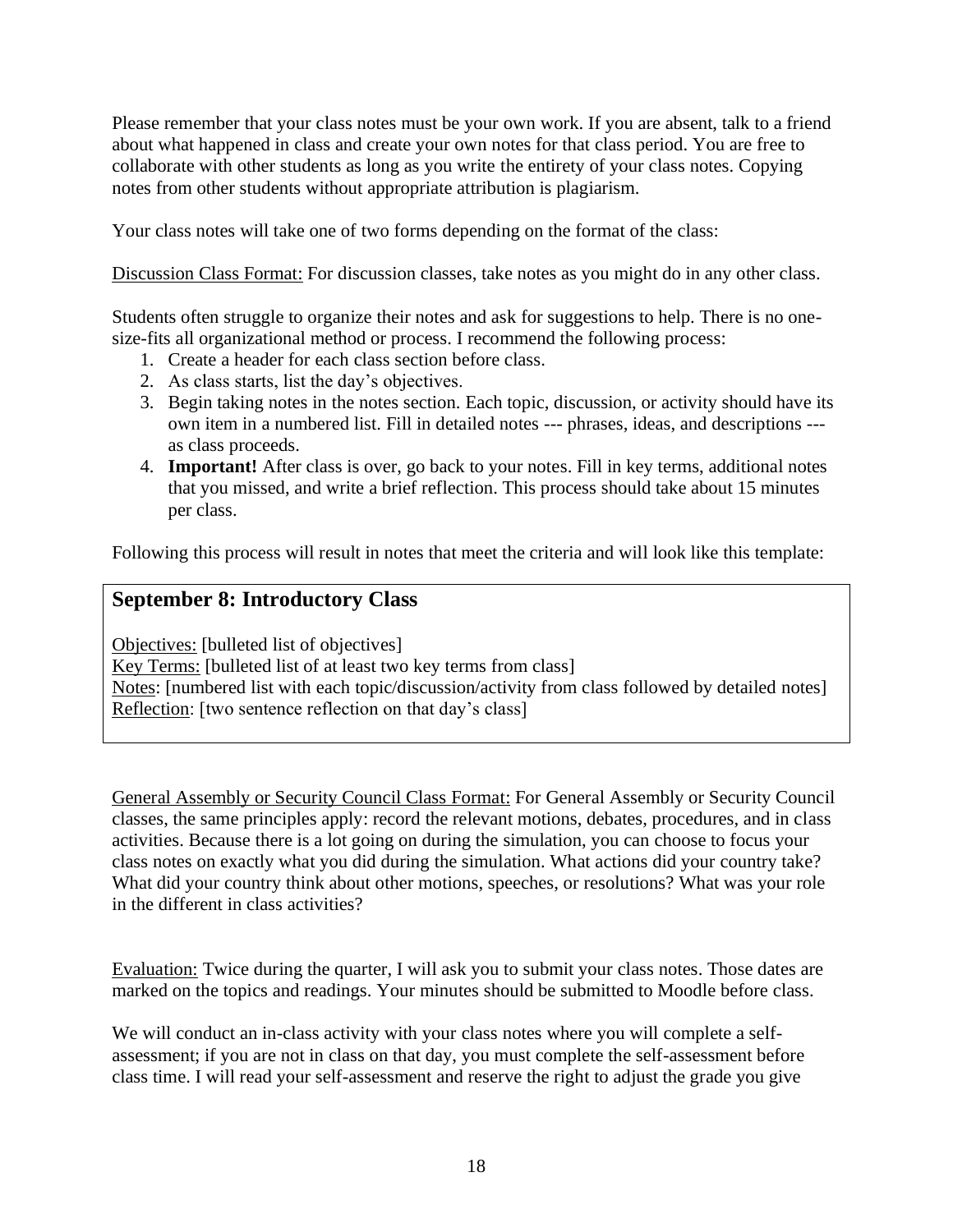Please remember that your class notes must be your own work. If you are absent, talk to a friend about what happened in class and create your own notes for that class period. You are free to collaborate with other students as long as you write the entirety of your class notes. Copying notes from other students without appropriate attribution is plagiarism.

Your class notes will take one of two forms depending on the format of the class:

<u>Discussion Class Format:</u> For discussion classes, take notes as you might do in any other class.

Students often struggle to organize their notes and ask for suggestions to help. There is no one-size-fits all organizational method or process. I recommend the following process:

1. Create a header for each class section before class.
2. As class starts, list the day's objectives.
3. Begin taking notes in the notes section. Each topic, discussion, or activity should have its own item in a numbered list. Fill in detailed notes --- phrases, ideas, and descriptions --- as class proceeds.
4. **Important!** After class is over, go back to your notes. Fill in key terms, additional notes that you missed, and write a brief reflection. This process should take about 15 minutes per class.

Following this process will result in notes that meet the criteria and will look like this template:

> ### September 8: Introductory Class
>
> <u>Objectives:</u> [bulleted list of objectives]
> <u>Key Terms:</u> [bulleted list of at least two key terms from class]
> <u>Notes</u>: [numbered list with each topic/discussion/activity from class followed by detailed notes]
> <u>Reflection</u>: [two sentence reflection on that day's class]

<u>General Assembly or Security Council Class Format:</u> For General Assembly or Security Council classes, the same principles apply: record the relevant motions, debates, procedures, and in class activities. Because there is a lot going on during the simulation, you can choose to focus your class notes on exactly what you did during the simulation. What actions did your country take? What did your country think about other motions, speeches, or resolutions? What was your role in the different in class activities?

<u>Evaluation:</u> Twice during the quarter, I will ask you to submit your class notes. Those dates are marked on the topics and readings. Your minutes should be submitted to Moodle before class.

We will conduct an in-class activity with your class notes where you will complete a self-assessment; if you are not in class on that day, you must complete the self-assessment before class time. I will read your self-assessment and reserve the right to adjust the grade you give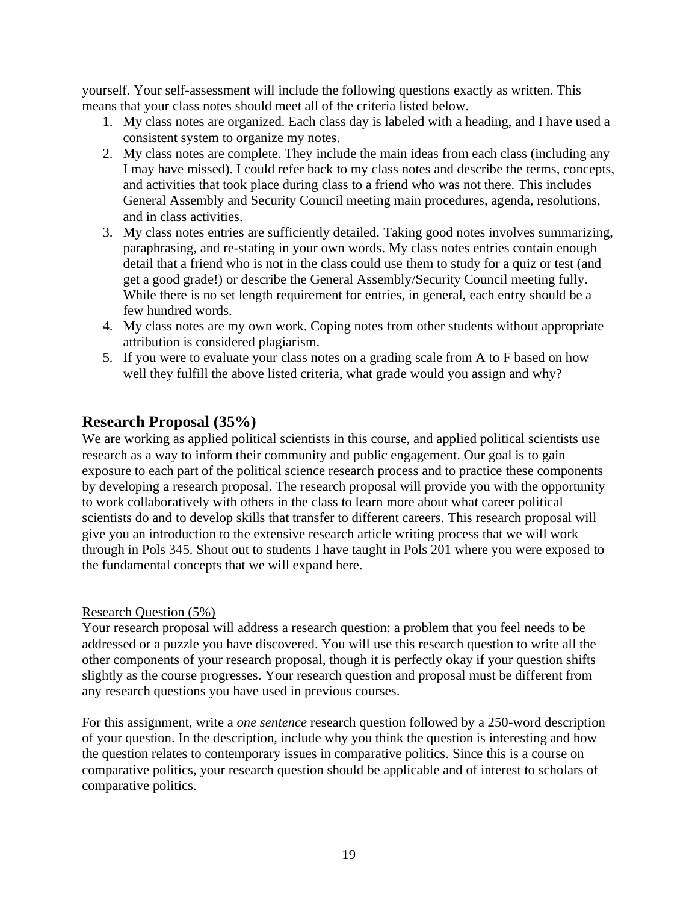yourself. Your self-assessment will include the following questions exactly as written. This means that your class notes should meet all of the criteria listed below.

1. My class notes are organized. Each class day is labeled with a heading, and I have used a consistent system to organize my notes.
2. My class notes are complete. They include the main ideas from each class (including any I may have missed). I could refer back to my class notes and describe the terms, concepts, and activities that took place during class to a friend who was not there. This includes General Assembly and Security Council meeting main procedures, agenda, resolutions, and in class activities.
3. My class notes entries are sufficiently detailed. Taking good notes involves summarizing, paraphrasing, and re-stating in your own words. My class notes entries contain enough detail that a friend who is not in the class could use them to study for a quiz or test (and get a good grade!) or describe the General Assembly/Security Council meeting fully. While there is no set length requirement for entries, in general, each entry should be a few hundred words.
4. My class notes are my own work. Coping notes from other students without appropriate attribution is considered plagiarism.
5. If you were to evaluate your class notes on a grading scale from A to F based on how well they fulfill the above listed criteria, what grade would you assign and why?

## Research Proposal (35%)

We are working as applied political scientists in this course, and applied political scientists use research as a way to inform their community and public engagement. Our goal is to gain exposure to each part of the political science research process and to practice these components by developing a research proposal. The research proposal will provide you with the opportunity to work collaboratively with others in the class to learn more about what career political scientists do and to develop skills that transfer to different careers. This research proposal will give you an introduction to the extensive research article writing process that we will work through in Pols 345. Shout out to students I have taught in Pols 201 where you were exposed to the fundamental concepts that we will expand here.

<u>Research Question (5%)</u>

Your research proposal will address a research question: a problem that you feel needs to be addressed or a puzzle you have discovered. You will use this research question to write all the other components of your research proposal, though it is perfectly okay if your question shifts slightly as the course progresses. Your research question and proposal must be different from any research questions you have used in previous courses.

For this assignment, write a *one sentence* research question followed by a 250-word description of your question. In the description, include why you think the question is interesting and how the question relates to contemporary issues in comparative politics. Since this is a course on comparative politics, your research question should be applicable and of interest to scholars of comparative politics.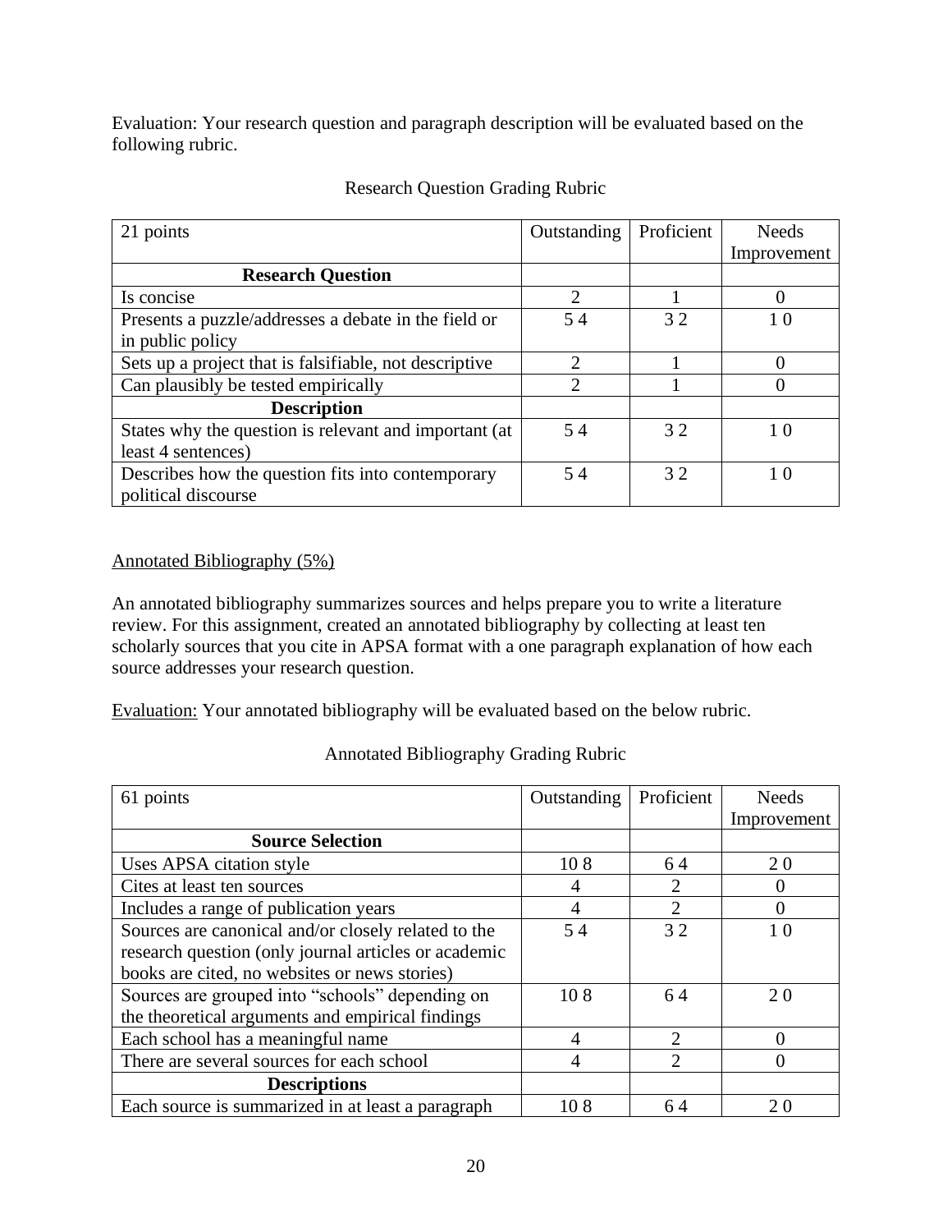Evaluation: Your research question and paragraph description will be evaluated based on the following rubric.

Research Question Grading Rubric

| 21 points | Outstanding | Proficient | Needs Improvement |
|---|---|---|---|
| **Research Question** | | | |
| Is concise | 2 | 1 | 0 |
| Presents a puzzle/addresses a debate in the field or in public policy | 5 4 | 3 2 | 1 0 |
| Sets up a project that is falsifiable, not descriptive | 2 | 1 | 0 |
| Can plausibly be tested empirically | 2 | 1 | 0 |
| **Description** | | | |
| States why the question is relevant and important (at least 4 sentences) | 5 4 | 3 2 | 1 0 |
| Describes how the question fits into contemporary political discourse | 5 4 | 3 2 | 1 0 |

<u>Annotated Bibliography (5%)</u>

An annotated bibliography summarizes sources and helps prepare you to write a literature review. For this assignment, created an annotated bibliography by collecting at least ten scholarly sources that you cite in APSA format with a one paragraph explanation of how each source addresses your research question.

<u>Evaluation:</u> Your annotated bibliography will be evaluated based on the below rubric.

Annotated Bibliography Grading Rubric

| 61 points | Outstanding | Proficient | Needs Improvement |
|---|---|---|---|
| **Source Selection** | | | |
| Uses APSA citation style | 10 8 | 6 4 | 2 0 |
| Cites at least ten sources | 4 | 2 | 0 |
| Includes a range of publication years | 4 | 2 | 0 |
| Sources are canonical and/or closely related to the research question (only journal articles or academic books are cited, no websites or news stories) | 5 4 | 3 2 | 1 0 |
| Sources are grouped into "schools" depending on the theoretical arguments and empirical findings | 10 8 | 6 4 | 2 0 |
| Each school has a meaningful name | 4 | 2 | 0 |
| There are several sources for each school | 4 | 2 | 0 |
| **Descriptions** | | | |
| Each source is summarized in at least a paragraph | 10 8 | 6 4 | 2 0 |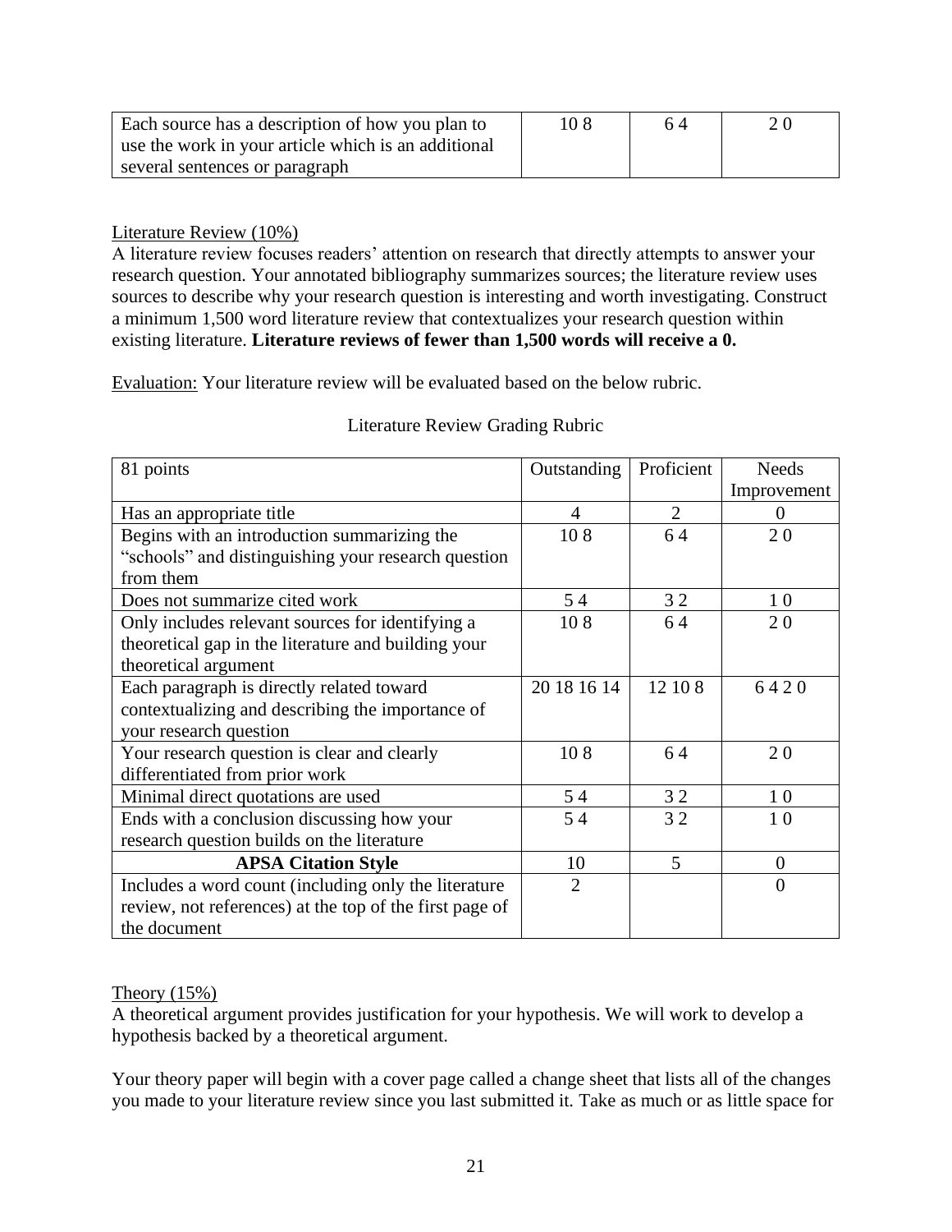| Each source has a description of how you plan to use the work in your article which is an additional several sentences or paragraph | 10 8 | 6 4 | 2 0 |
|---|---|---|---|

Literature Review (10%)

A literature review focuses readers' attention on research that directly attempts to answer your research question. Your annotated bibliography summarizes sources; the literature review uses sources to describe why your research question is interesting and worth investigating. Construct a minimum 1,500 word literature review that contextualizes your research question within existing literature. **Literature reviews of fewer than 1,500 words will receive a 0.**

Evaluation: Your literature review will be evaluated based on the below rubric.

Literature Review Grading Rubric

| 81 points | Outstanding | Proficient | Needs Improvement |
|---|---|---|---|
| Has an appropriate title | 4 | 2 | 0 |
| Begins with an introduction summarizing the "schools" and distinguishing your research question from them | 10 8 | 6 4 | 2 0 |
| Does not summarize cited work | 5 4 | 3 2 | 1 0 |
| Only includes relevant sources for identifying a theoretical gap in the literature and building your theoretical argument | 10 8 | 6 4 | 2 0 |
| Each paragraph is directly related toward contextualizing and describing the importance of your research question | 20 18 16 14 | 12 10 8 | 6 4 2 0 |
| Your research question is clear and clearly differentiated from prior work | 10 8 | 6 4 | 2 0 |
| Minimal direct quotations are used | 5 4 | 3 2 | 1 0 |
| Ends with a conclusion discussing how your research question builds on the literature | 5 4 | 3 2 | 1 0 |
| **APSA Citation Style** | 10 | 5 | 0 |
| Includes a word count (including only the literature review, not references) at the top of the first page of the document | 2 | | 0 |

Theory (15%)

A theoretical argument provides justification for your hypothesis. We will work to develop a hypothesis backed by a theoretical argument.

Your theory paper will begin with a cover page called a change sheet that lists all of the changes you made to your literature review since you last submitted it. Take as much or as little space for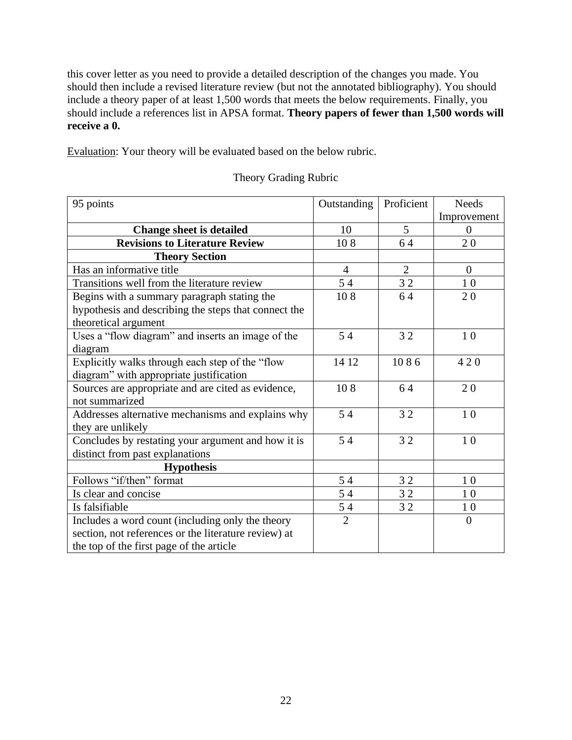this cover letter as you need to provide a detailed description of the changes you made. You should then include a revised literature review (but not the annotated bibliography). You should include a theory paper of at least 1,500 words that meets the below requirements. Finally, you should include a references list in APSA format. **Theory papers of fewer than 1,500 words will receive a 0.**

Evaluation: Your theory will be evaluated based on the below rubric.

Theory Grading Rubric

| 95 points | Outstanding | Proficient | Needs Improvement |
|---|---|---|---|
| **Change sheet is detailed** | 10 | 5 | 0 |
| **Revisions to Literature Review** | 10 8 | 6 4 | 2 0 |
| **Theory Section** | | | |
| Has an informative title | 4 | 2 | 0 |
| Transitions well from the literature review | 5 4 | 3 2 | 1 0 |
| Begins with a summary paragraph stating the hypothesis and describing the steps that connect the theoretical argument | 10 8 | 6 4 | 2 0 |
| Uses a "flow diagram" and inserts an image of the diagram | 5 4 | 3 2 | 1 0 |
| Explicitly walks through each step of the "flow diagram" with appropriate justification | 14 12 | 10 8 6 | 4 2 0 |
| Sources are appropriate and are cited as evidence, not summarized | 10 8 | 6 4 | 2 0 |
| Addresses alternative mechanisms and explains why they are unlikely | 5 4 | 3 2 | 1 0 |
| Concludes by restating your argument and how it is distinct from past explanations | 5 4 | 3 2 | 1 0 |
| **Hypothesis** | | | |
| Follows "if/then" format | 5 4 | 3 2 | 1 0 |
| Is clear and concise | 5 4 | 3 2 | 1 0 |
| Is falsifiable | 5 4 | 3 2 | 1 0 |
| Includes a word count (including only the theory section, not references or the literature review) at the top of the first page of the article | 2 | | 0 |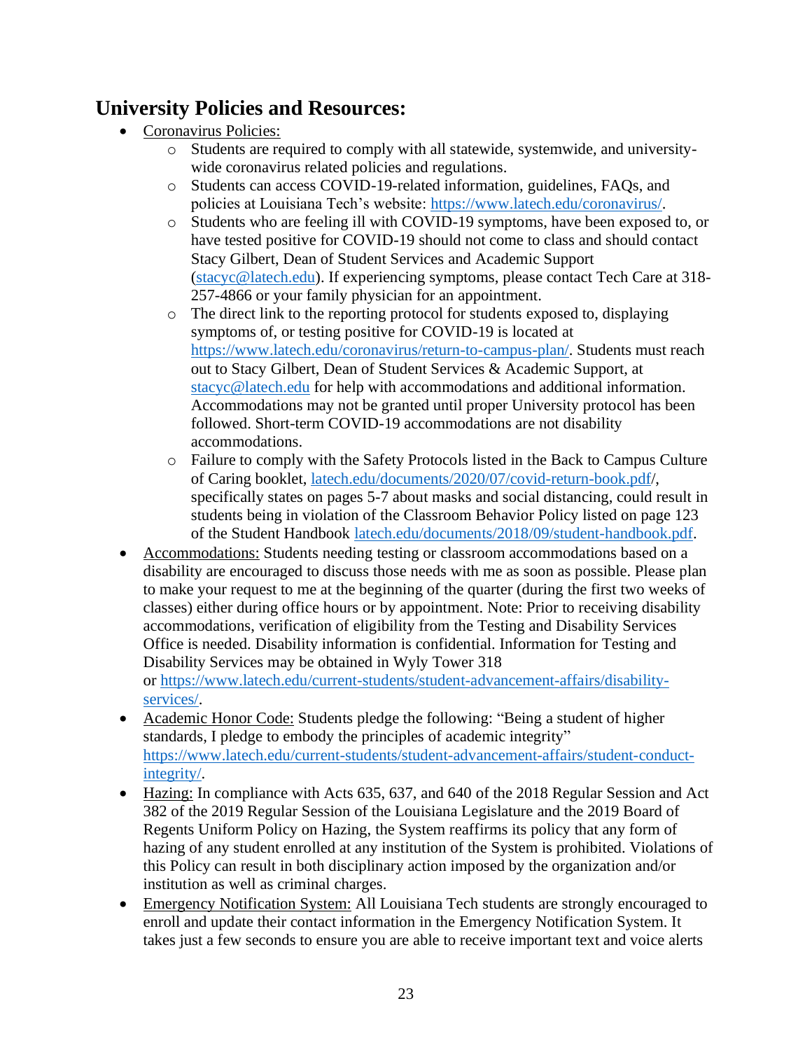## University Policies and Resources:

- Coronavirus Policies:
    - Students are required to comply with all statewide, systemwide, and university-wide coronavirus related policies and regulations.
    - Students can access COVID-19-related information, guidelines, FAQs, and policies at Louisiana Tech's website: https://www.latech.edu/coronavirus/.
    - Students who are feeling ill with COVID-19 symptoms, have been exposed to, or have tested positive for COVID-19 should not come to class and should contact Stacy Gilbert, Dean of Student Services and Academic Support (stacyc@latech.edu). If experiencing symptoms, please contact Tech Care at 318-257-4866 or your family physician for an appointment.
    - The direct link to the reporting protocol for students exposed to, displaying symptoms of, or testing positive for COVID-19 is located at https://www.latech.edu/coronavirus/return-to-campus-plan/. Students must reach out to Stacy Gilbert, Dean of Student Services & Academic Support, at stacyc@latech.edu for help with accommodations and additional information. Accommodations may not be granted until proper University protocol has been followed. Short-term COVID-19 accommodations are not disability accommodations.
    - Failure to comply with the Safety Protocols listed in the Back to Campus Culture of Caring booklet, latech.edu/documents/2020/07/covid-return-book.pdf/, specifically states on pages 5-7 about masks and social distancing, could result in students being in violation of the Classroom Behavior Policy listed on page 123 of the Student Handbook latech.edu/documents/2018/09/student-handbook.pdf.
- Accommodations: Students needing testing or classroom accommodations based on a disability are encouraged to discuss those needs with me as soon as possible. Please plan to make your request to me at the beginning of the quarter (during the first two weeks of classes) either during office hours or by appointment. Note: Prior to receiving disability accommodations, verification of eligibility from the Testing and Disability Services Office is needed. Disability information is confidential. Information for Testing and Disability Services may be obtained in Wyly Tower 318 or https://www.latech.edu/current-students/student-advancement-affairs/disability-services/.
- Academic Honor Code: Students pledge the following: "Being a student of higher standards, I pledge to embody the principles of academic integrity" https://www.latech.edu/current-students/student-advancement-affairs/student-conduct-integrity/.
- Hazing: In compliance with Acts 635, 637, and 640 of the 2018 Regular Session and Act 382 of the 2019 Regular Session of the Louisiana Legislature and the 2019 Board of Regents Uniform Policy on Hazing, the System reaffirms its policy that any form of hazing of any student enrolled at any institution of the System is prohibited. Violations of this Policy can result in both disciplinary action imposed by the organization and/or institution as well as criminal charges.
- Emergency Notification System: All Louisiana Tech students are strongly encouraged to enroll and update their contact information in the Emergency Notification System. It takes just a few seconds to ensure you are able to receive important text and voice alerts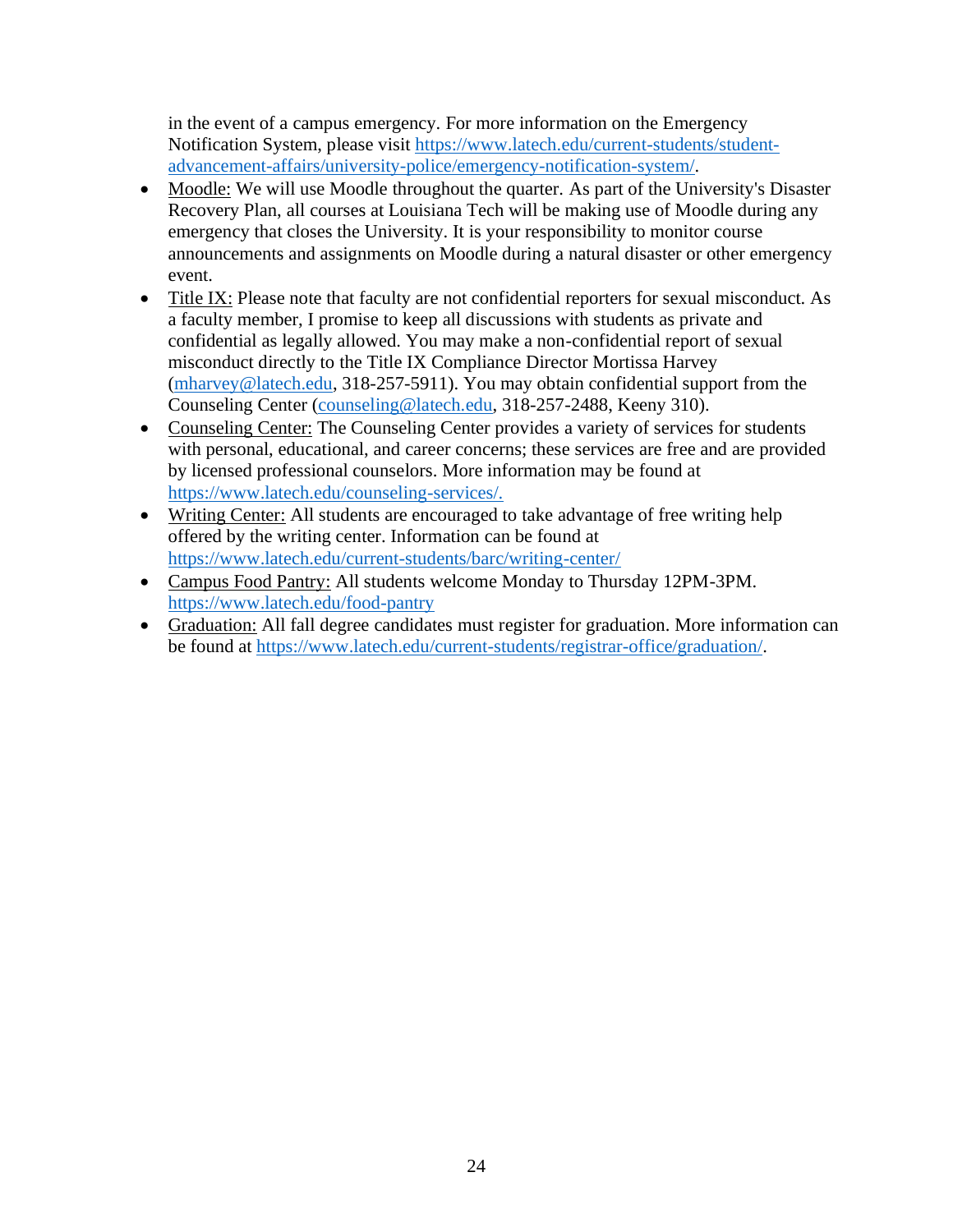in the event of a campus emergency. For more information on the Emergency Notification System, please visit https://www.latech.edu/current-students/student-advancement-affairs/university-police/emergency-notification-system/.

- Moodle: We will use Moodle throughout the quarter. As part of the University's Disaster Recovery Plan, all courses at Louisiana Tech will be making use of Moodle during any emergency that closes the University. It is your responsibility to monitor course announcements and assignments on Moodle during a natural disaster or other emergency event.
- Title IX: Please note that faculty are not confidential reporters for sexual misconduct. As a faculty member, I promise to keep all discussions with students as private and confidential as legally allowed. You may make a non-confidential report of sexual misconduct directly to the Title IX Compliance Director Mortissa Harvey (mharvey@latech.edu, 318-257-5911). You may obtain confidential support from the Counseling Center (counseling@latech.edu, 318-257-2488, Keeny 310).
- Counseling Center: The Counseling Center provides a variety of services for students with personal, educational, and career concerns; these services are free and are provided by licensed professional counselors. More information may be found at https://www.latech.edu/counseling-services/.
- Writing Center: All students are encouraged to take advantage of free writing help offered by the writing center. Information can be found at https://www.latech.edu/current-students/barc/writing-center/
- Campus Food Pantry: All students welcome Monday to Thursday 12PM-3PM. https://www.latech.edu/food-pantry
- Graduation: All fall degree candidates must register for graduation. More information can be found at https://www.latech.edu/current-students/registrar-office/graduation/.